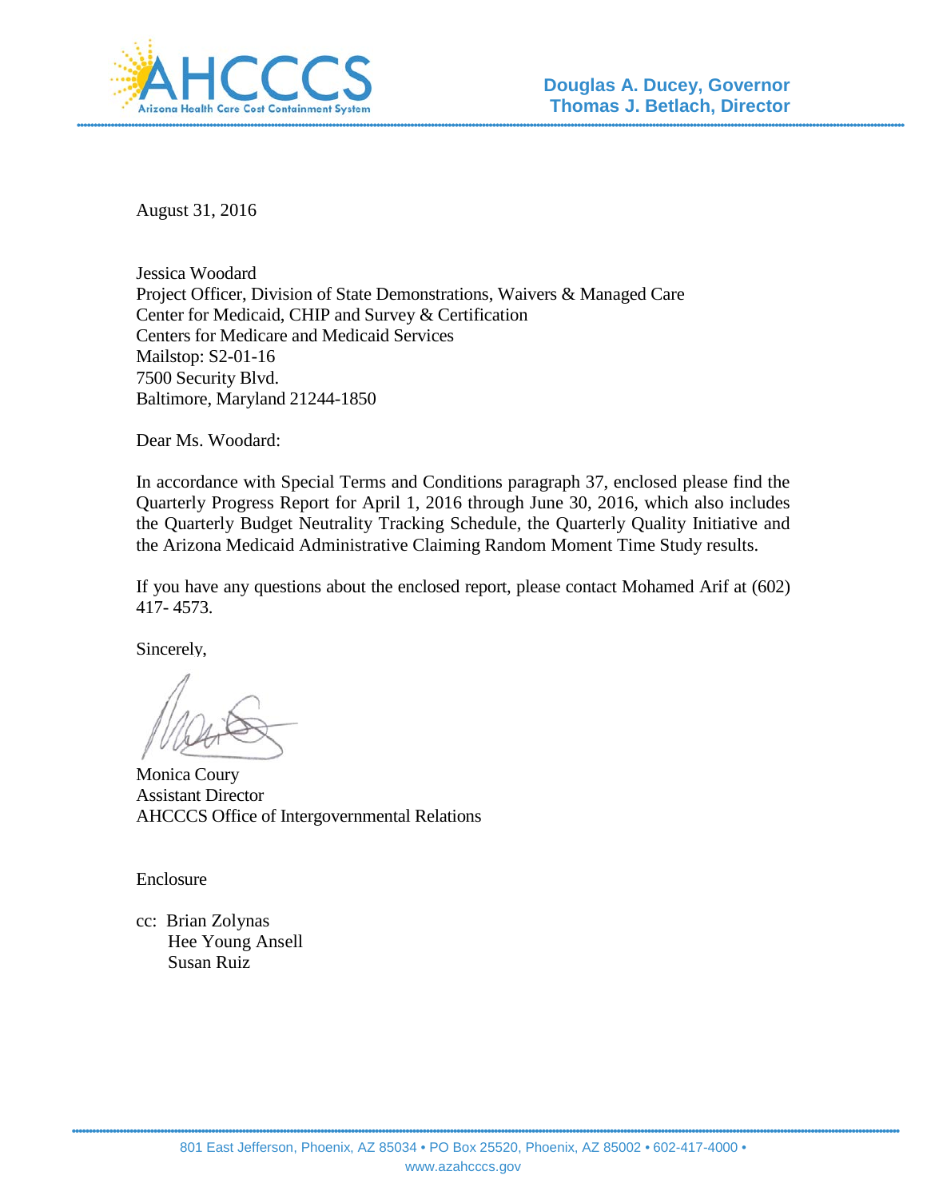**AHCCCS**
Arizona Health Care Cost Containment System

**Douglas A. Ducey, Governor**
**Thomas J. Betlach, Director**

August 31, 2016

Jessica Woodard
Project Officer, Division of State Demonstrations, Waivers & Managed Care
Center for Medicaid, CHIP and Survey & Certification
Centers for Medicare and Medicaid Services
Mailstop: S2-01-16
7500 Security Blvd.
Baltimore, Maryland 21244-1850

Dear Ms. Woodard:

In accordance with Special Terms and Conditions paragraph 37, enclosed please find the Quarterly Progress Report for April 1, 2016 through June 30, 2016, which also includes the Quarterly Budget Neutrality Tracking Schedule, the Quarterly Quality Initiative and the Arizona Medicaid Administrative Claiming Random Moment Time Study results.

If you have any questions about the enclosed report, please contact Mohamed Arif at (602) 417- 4573.

Sincerely,

Monica Coury
Assistant Director
AHCCCS Office of Intergovernmental Relations

Enclosure

cc: Brian Zolynas
Hee Young Ansell
Susan Ruiz

801 East Jefferson, Phoenix, AZ 85034 • PO Box 25520, Phoenix, AZ 85002 • 602-417-4000 •
www.azahcccs.gov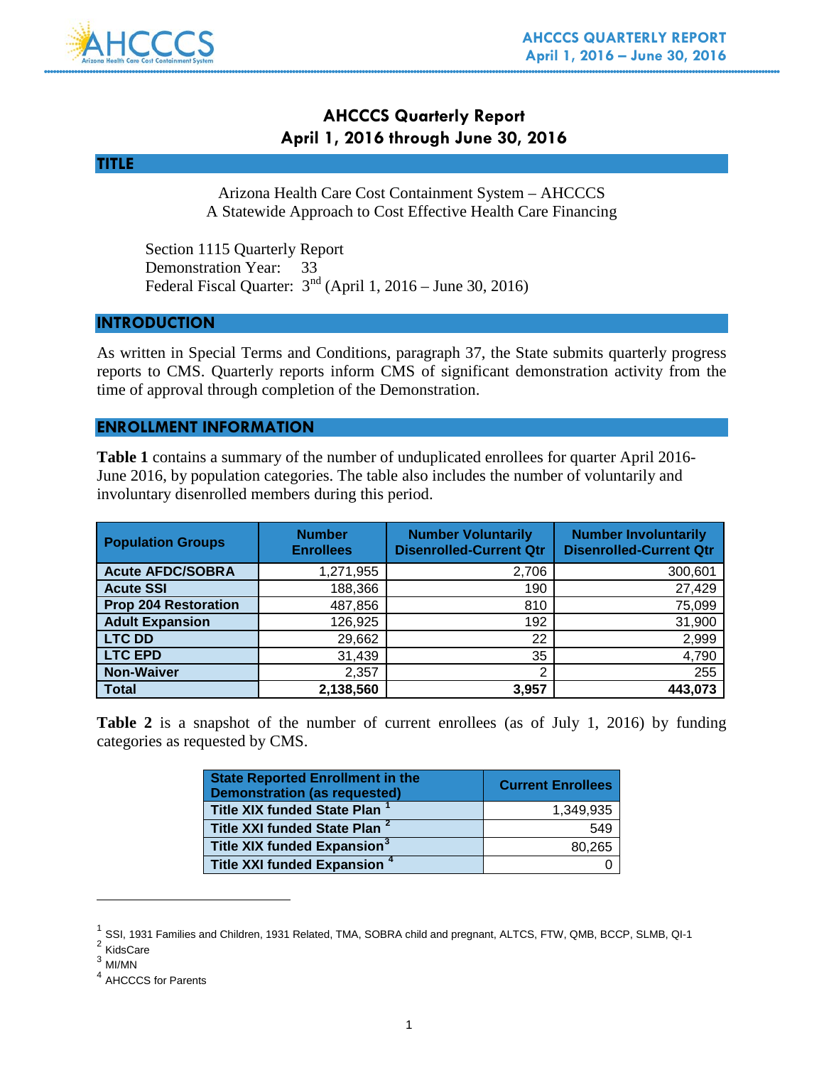# AHCCCS Quarterly Report
## April 1, 2016 through June 30, 2016

## TITLE

Arizona Health Care Cost Containment System – AHCCCS
A Statewide Approach to Cost Effective Health Care Financing

Section 1115 Quarterly Report
Demonstration Year: 33
Federal Fiscal Quarter: 3rd (April 1, 2016 – June 30, 2016)

## INTRODUCTION

As written in Special Terms and Conditions, paragraph 37, the State submits quarterly progress reports to CMS. Quarterly reports inform CMS of significant demonstration activity from the time of approval through completion of the Demonstration.

## ENROLLMENT INFORMATION

**Table 1** contains a summary of the number of unduplicated enrollees for quarter April 2016-June 2016, by population categories. The table also includes the number of voluntarily and involuntary disenrolled members during this period.

| Population Groups | Number Enrollees | Number Voluntarily Disenrolled-Current Qtr | Number Involuntarily Disenrolled-Current Qtr |
|---|---|---|---|
| **Acute AFDC/SOBRA** | 1,271,955 | 2,706 | 300,601 |
| **Acute SSI** | 188,366 | 190 | 27,429 |
| **Prop 204 Restoration** | 487,856 | 810 | 75,099 |
| **Adult Expansion** | 126,925 | 192 | 31,900 |
| **LTC DD** | 29,662 | 22 | 2,999 |
| **LTC EPD** | 31,439 | 35 | 4,790 |
| **Non-Waiver** | 2,357 | 2 | 255 |
| **Total** | **2,138,560** | **3,957** | **443,073** |

**Table 2** is a snapshot of the number of current enrollees (as of July 1, 2016) by funding categories as requested by CMS.

| State Reported Enrollment in the Demonstration (as requested) | Current Enrollees |
|---|---|
| **Title XIX funded State Plan** [1] | 1,349,935 |
| **Title XXI funded State Plan** [2] | 549 |
| **Title XIX funded Expansion** [3] | 80,265 |
| **Title XXI funded Expansion** [4] | 0 |

---

[1] SSI, 1931 Families and Children, 1931 Related, TMA, SOBRA child and pregnant, ALTCS, FTW, QMB, BCCP, SLMB, QI-1
[2] KidsCare
[3] MI/MN
[4] AHCCCS for Parents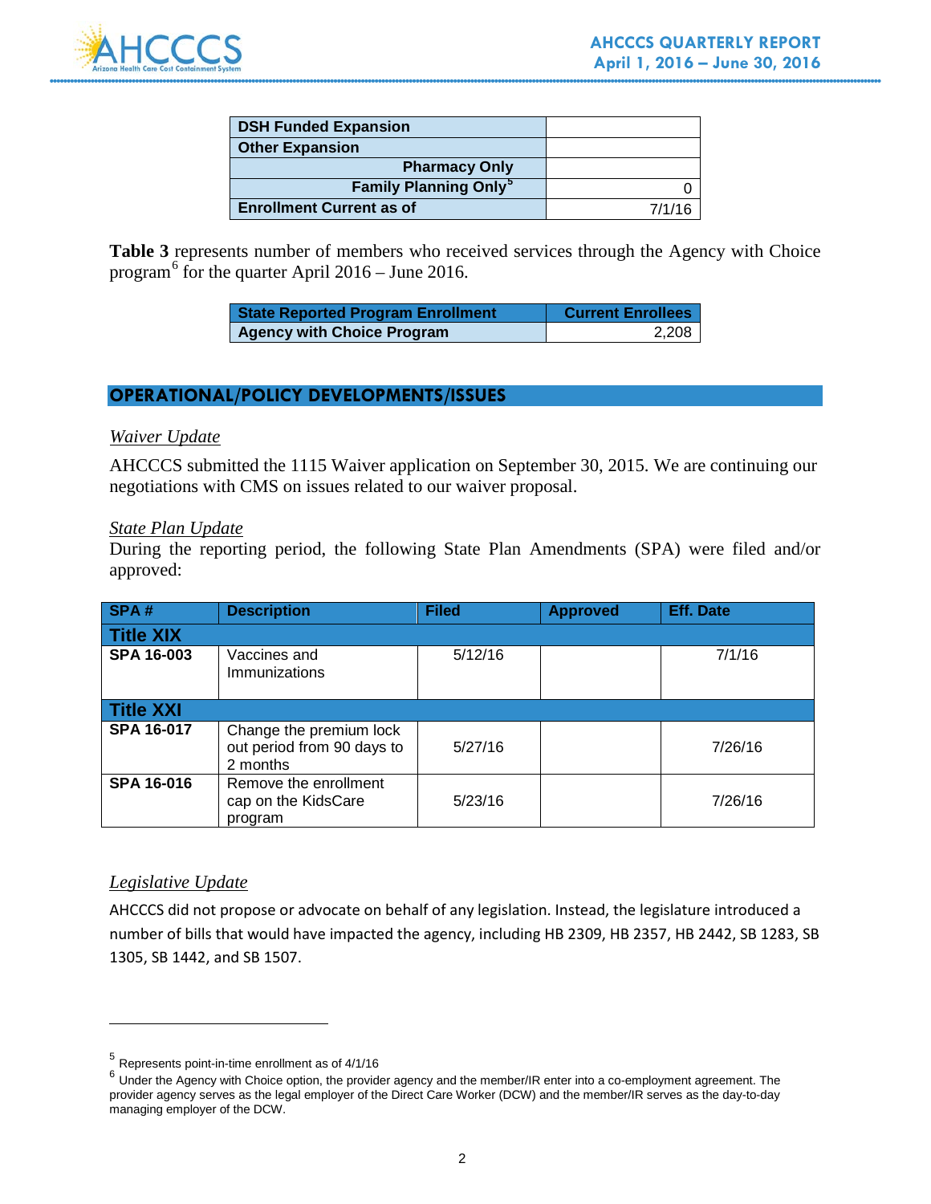| DSH Funded Expansion | |
|---|---|
| Other Expansion | |
| Pharmacy Only | |
| Family Planning Only[5] | 0 |
| Enrollment Current as of | 7/1/16 |

**Table 3** represents number of members who received services through the Agency with Choice program[6] for the quarter April 2016 – June 2016.

| State Reported Program Enrollment | Current Enrollees |
|---|---|
| Agency with Choice Program | 2,208 |

## OPERATIONAL/POLICY DEVELOPMENTS/ISSUES

### *Waiver Update*

AHCCCS submitted the 1115 Waiver application on September 30, 2015. We are continuing our negotiations with CMS on issues related to our waiver proposal.

### *State Plan Update*

During the reporting period, the following State Plan Amendments (SPA) were filed and/or approved:

| SPA # | Description | Filed | Approved | Eff. Date |
|---|---|---|---|---|
| **Title XIX** | | | | |
| **SPA 16-003** | Vaccines and Immunizations | 5/12/16 | | 7/1/16 |
| **Title XXI** | | | | |
| **SPA 16-017** | Change the premium lock out period from 90 days to 2 months | 5/27/16 | | 7/26/16 |
| **SPA 16-016** | Remove the enrollment cap on the KidsCare program | 5/23/16 | | 7/26/16 |

### *Legislative Update*

AHCCCS did not propose or advocate on behalf of any legislation. Instead, the legislature introduced a number of bills that would have impacted the agency, including HB 2309, HB 2357, HB 2442, SB 1283, SB 1305, SB 1442, and SB 1507.

---

[5] Represents point-in-time enrollment as of 4/1/16

[6] Under the Agency with Choice option, the provider agency and the member/IR enter into a co-employment agreement. The provider agency serves as the legal employer of the Direct Care Worker (DCW) and the member/IR serves as the day-to-day managing employer of the DCW.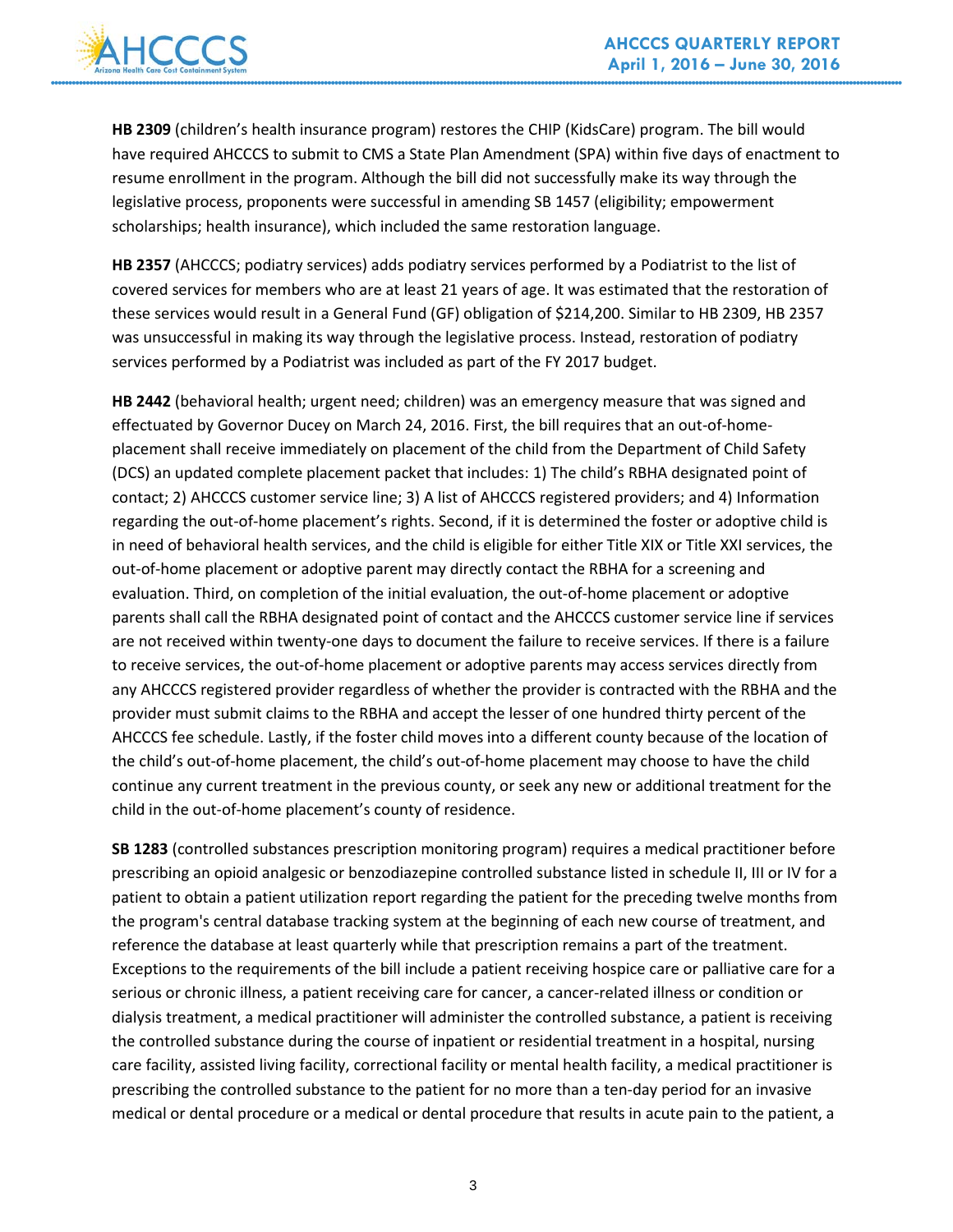**HB 2309** (children's health insurance program) restores the CHIP (KidsCare) program. The bill would have required AHCCCS to submit to CMS a State Plan Amendment (SPA) within five days of enactment to resume enrollment in the program. Although the bill did not successfully make its way through the legislative process, proponents were successful in amending SB 1457 (eligibility; empowerment scholarships; health insurance), which included the same restoration language.

**HB 2357** (AHCCCS; podiatry services) adds podiatry services performed by a Podiatrist to the list of covered services for members who are at least 21 years of age. It was estimated that the restoration of these services would result in a General Fund (GF) obligation of $214,200. Similar to HB 2309, HB 2357 was unsuccessful in making its way through the legislative process. Instead, restoration of podiatry services performed by a Podiatrist was included as part of the FY 2017 budget.

**HB 2442** (behavioral health; urgent need; children) was an emergency measure that was signed and effectuated by Governor Ducey on March 24, 2016. First, the bill requires that an out-of-home-placement shall receive immediately on placement of the child from the Department of Child Safety (DCS) an updated complete placement packet that includes: 1) The child's RBHA designated point of contact; 2) AHCCCS customer service line; 3) A list of AHCCCS registered providers; and 4) Information regarding the out-of-home placement's rights. Second, if it is determined the foster or adoptive child is in need of behavioral health services, and the child is eligible for either Title XIX or Title XXI services, the out-of-home placement or adoptive parent may directly contact the RBHA for a screening and evaluation. Third, on completion of the initial evaluation, the out-of-home placement or adoptive parents shall call the RBHA designated point of contact and the AHCCCS customer service line if services are not received within twenty-one days to document the failure to receive services. If there is a failure to receive services, the out-of-home placement or adoptive parents may access services directly from any AHCCCS registered provider regardless of whether the provider is contracted with the RBHA and the provider must submit claims to the RBHA and accept the lesser of one hundred thirty percent of the AHCCCS fee schedule. Lastly, if the foster child moves into a different county because of the location of the child's out-of-home placement, the child's out-of-home placement may choose to have the child continue any current treatment in the previous county, or seek any new or additional treatment for the child in the out-of-home placement's county of residence.

**SB 1283** (controlled substances prescription monitoring program) requires a medical practitioner before prescribing an opioid analgesic or benzodiazepine controlled substance listed in schedule II, III or IV for a patient to obtain a patient utilization report regarding the patient for the preceding twelve months from the program's central database tracking system at the beginning of each new course of treatment, and reference the database at least quarterly while that prescription remains a part of the treatment. Exceptions to the requirements of the bill include a patient receiving hospice care or palliative care for a serious or chronic illness, a patient receiving care for cancer, a cancer-related illness or condition or dialysis treatment, a medical practitioner will administer the controlled substance, a patient is receiving the controlled substance during the course of inpatient or residential treatment in a hospital, nursing care facility, assisted living facility, correctional facility or mental health facility, a medical practitioner is prescribing the controlled substance to the patient for no more than a ten-day period for an invasive medical or dental procedure or a medical or dental procedure that results in acute pain to the patient, a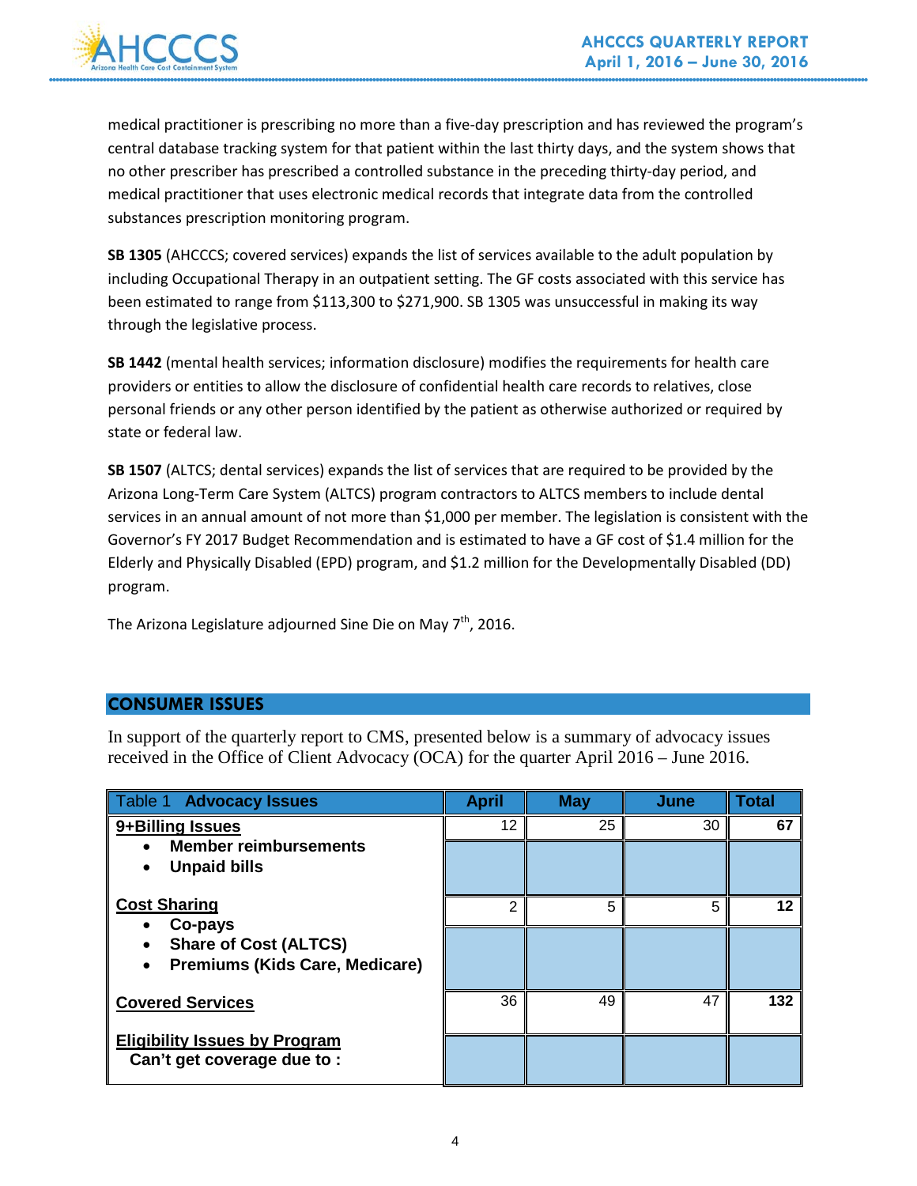medical practitioner is prescribing no more than a five-day prescription and has reviewed the program's central database tracking system for that patient within the last thirty days, and the system shows that no other prescriber has prescribed a controlled substance in the preceding thirty-day period, and medical practitioner that uses electronic medical records that integrate data from the controlled substances prescription monitoring program.

**SB 1305** (AHCCCS; covered services) expands the list of services available to the adult population by including Occupational Therapy in an outpatient setting. The GF costs associated with this service has been estimated to range from $113,300 to $271,900. SB 1305 was unsuccessful in making its way through the legislative process.

**SB 1442** (mental health services; information disclosure) modifies the requirements for health care providers or entities to allow the disclosure of confidential health care records to relatives, close personal friends or any other person identified by the patient as otherwise authorized or required by state or federal law.

**SB 1507** (ALTCS; dental services) expands the list of services that are required to be provided by the Arizona Long-Term Care System (ALTCS) program contractors to ALTCS members to include dental services in an annual amount of not more than $1,000 per member. The legislation is consistent with the Governor's FY 2017 Budget Recommendation and is estimated to have a GF cost of $1.4 million for the Elderly and Physically Disabled (EPD) program, and $1.2 million for the Developmentally Disabled (DD) program.

The Arizona Legislature adjourned Sine Die on May 7th, 2016.

## CONSUMER ISSUES

In support of the quarterly report to CMS, presented below is a summary of advocacy issues received in the Office of Client Advocacy (OCA) for the quarter April 2016 – June 2016.

| Table 1 **Advocacy Issues** | April | May | June | Total |
|---|---|---|---|---|
| **9+Billing Issues** | 12 | 25 | 30 | **67** |
| • **Member reimbursements**<br>• **Unpaid bills** | | | | |
| **Cost Sharing** | 2 | 5 | 5 | **12** |
| • **Co-pays**<br>• **Share of Cost (ALTCS)**<br>• **Premiums (Kids Care, Medicare)** | | | | |
| **Covered Services** | 36 | 49 | 47 | **132** |
| **Eligibility Issues by Program**<br>**Can't get coverage due to :** | | | | |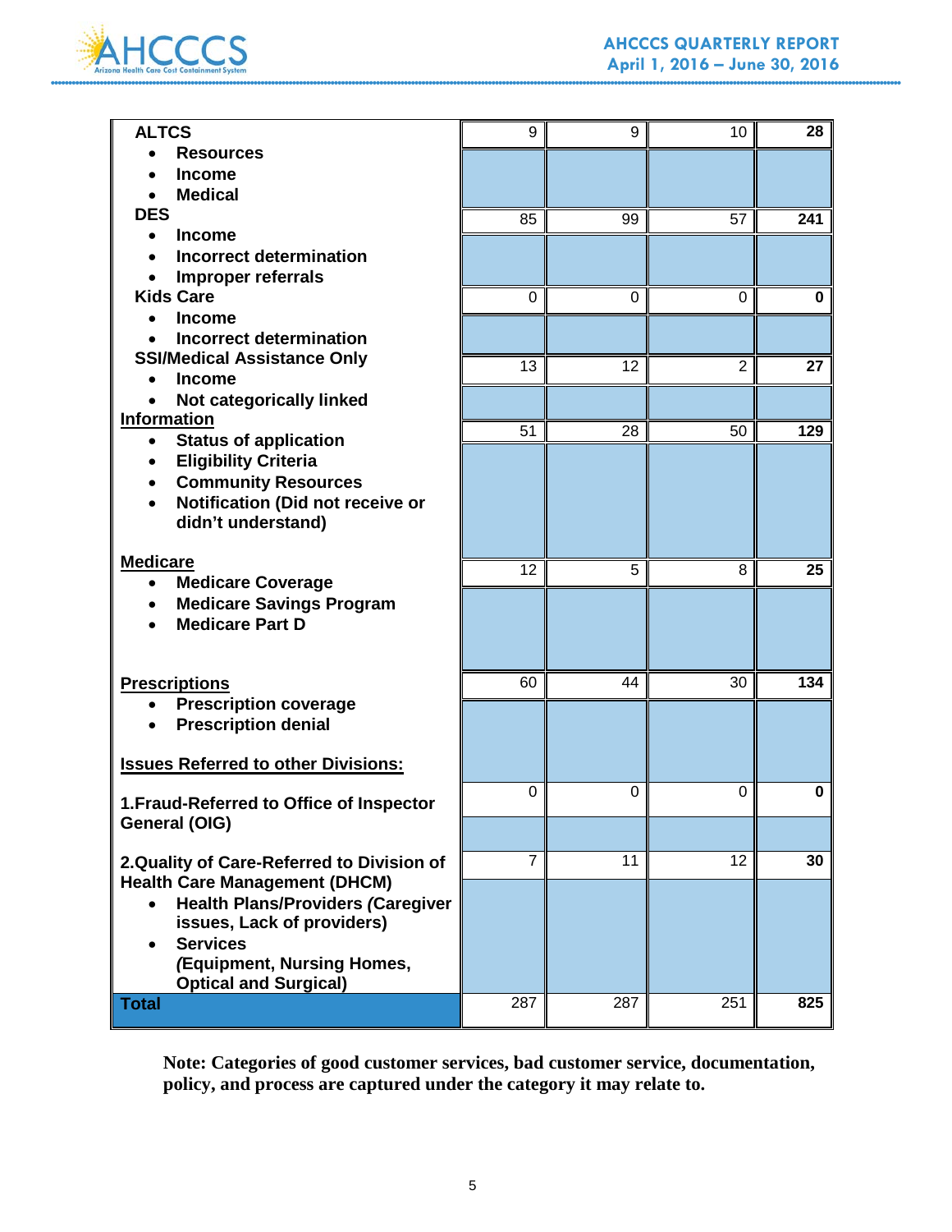| | | | | |
|---|---|---|---|---|
| **ALTCS**<br>• **Resources**<br>• **Income**<br>• **Medical** | 9 | 9 | 10 | **28** |
| **DES**<br>• **Income**<br>• **Incorrect determination**<br>• **Improper referrals** | 85 | 99 | 57 | **241** |
| **Kids Care**<br>• **Income**<br>• **Incorrect determination** | 0 | 0 | 0 | **0** |
| **SSI/Medical Assistance Only**<br>• **Income**<br>• **Not categorically linked** | 13 | 12 | 2 | **27** |
| **Information**<br>• **Status of application**<br>• **Eligibility Criteria**<br>• **Community Resources**<br>• **Notification (Did not receive or didn't understand)** | 51 | 28 | 50 | **129** |
| **Medicare**<br>• **Medicare Coverage**<br>• **Medicare Savings Program**<br>• **Medicare Part D** | 12 | 5 | 8 | **25** |
| **Prescriptions**<br>• **Prescription coverage**<br>• **Prescription denial** | 60 | 44 | 30 | **134** |
| **Issues Referred to other Divisions:** | | | | |
| **1.Fraud-Referred to Office of Inspector General (OIG)** | 0 | 0 | 0 | **0** |
| **2.Quality of Care-Referred to Division of Health Care Management (DHCM)**<br>• **Health Plans/Providers (Caregiver issues, Lack of providers)**<br>• **Services (Equipment, Nursing Homes, Optical and Surgical)** | 7 | 11 | 12 | **30** |
| **Total** | 287 | 287 | 251 | **825** |

**Note: Categories of good customer services, bad customer service, documentation, policy, and process are captured under the category it may relate to.**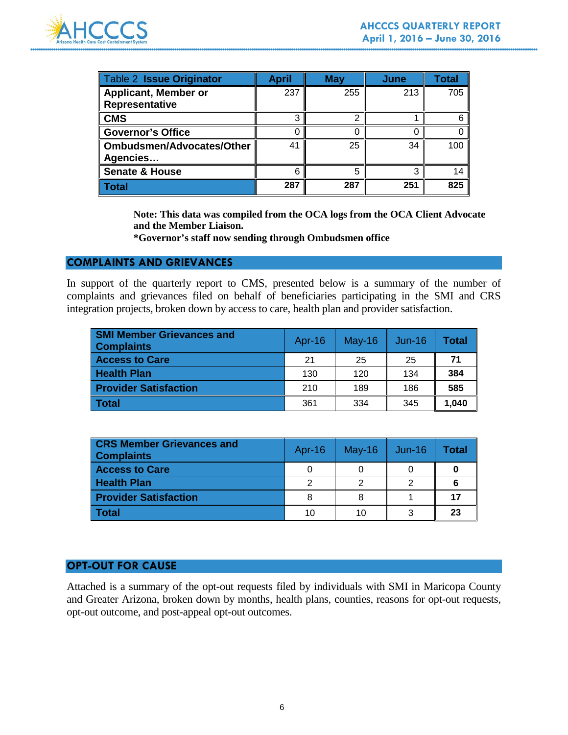| Table 2 **Issue Originator** | **April** | **May** | **June** | **Total** |
|---|---|---|---|---|
| **Applicant, Member or Representative** | 237 | 255 | 213 | 705 |
| **CMS** | 3 | 2 | 1 | 6 |
| **Governor's Office** | 0 | 0 | 0 | 0 |
| **Ombudsmen/Advocates/Other Agencies…** | 41 | 25 | 34 | 100 |
| **Senate & House** | 6 | 5 | 3 | 14 |
| **Total** | **287** | **287** | **251** | **825** |

**Note: This data was compiled from the OCA logs from the OCA Client Advocate and the Member Liaison.**
**\*Governor's staff now sending through Ombudsmen office**

## COMPLAINTS AND GRIEVANCES

In support of the quarterly report to CMS, presented below is a summary of the number of complaints and grievances filed on behalf of beneficiaries participating in the SMI and CRS integration projects, broken down by access to care, health plan and provider satisfaction.

| SMI Member Grievances and Complaints | Apr-16 | May-16 | Jun-16 | Total |
|---|---|---|---|---|
| **Access to Care** | 21 | 25 | 25 | **71** |
| **Health Plan** | 130 | 120 | 134 | **384** |
| **Provider Satisfaction** | 210 | 189 | 186 | **585** |
| **Total** | 361 | 334 | 345 | **1,040** |

| CRS Member Grievances and Complaints | Apr-16 | May-16 | Jun-16 | Total |
|---|---|---|---|---|
| **Access to Care** | 0 | 0 | 0 | **0** |
| **Health Plan** | 2 | 2 | 2 | **6** |
| **Provider Satisfaction** | 8 | 8 | 1 | **17** |
| **Total** | 10 | 10 | 3 | **23** |

## OPT-OUT FOR CAUSE

Attached is a summary of the opt-out requests filed by individuals with SMI in Maricopa County and Greater Arizona, broken down by months, health plans, counties, reasons for opt-out requests, opt-out outcome, and post-appeal opt-out outcomes.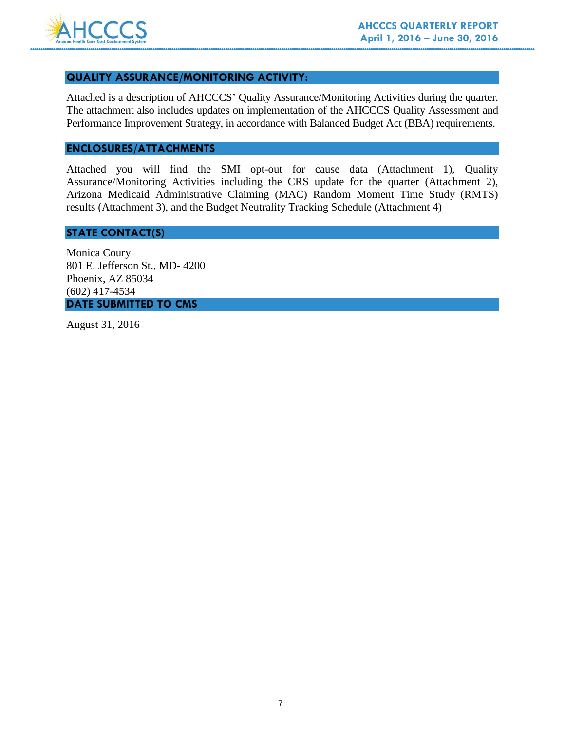## QUALITY ASSURANCE/MONITORING ACTIVITY:

Attached is a description of AHCCCS' Quality Assurance/Monitoring Activities during the quarter. The attachment also includes updates on implementation of the AHCCCS Quality Assessment and Performance Improvement Strategy, in accordance with Balanced Budget Act (BBA) requirements.

## ENCLOSURES/ATTACHMENTS

Attached you will find the SMI opt-out for cause data (Attachment 1), Quality Assurance/Monitoring Activities including the CRS update for the quarter (Attachment 2), Arizona Medicaid Administrative Claiming (MAC) Random Moment Time Study (RMTS) results (Attachment 3), and the Budget Neutrality Tracking Schedule (Attachment 4)

## STATE CONTACT(S)

Monica Coury
801 E. Jefferson St., MD- 4200
Phoenix, AZ 85034
(602) 417-4534

## DATE SUBMITTED TO CMS

August 31, 2016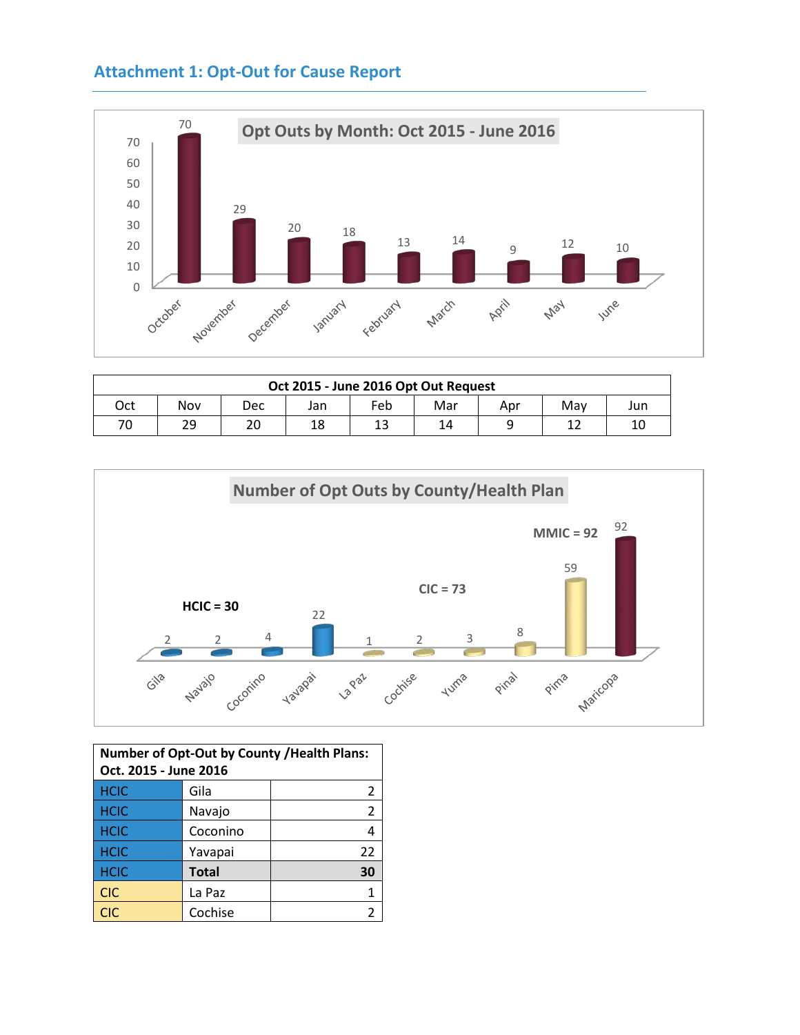## Attachment 1: Opt-Out for Cause Report

**Opt Outs by Month: Oct 2015 - June 2016**

| Oct 2015 - June 2016 Opt Out Request | | | | | | | | |
|---|---|---|---|---|---|---|---|---|
| Oct | Nov | Dec | Jan | Feb | Mar | Apr | May | Jun |
| 70 | 29 | 20 | 18 | 13 | 14 | 9 | 12 | 10 |

**Number of Opt Outs by County/Health Plan**

HCIC = 30

CIC = 73

MMIC = 92

| Number of Opt-Out by County /Health Plans: Oct. 2015 - June 2016 | | |
|---|---|---|
| HCIC | Gila | 2 |
| HCIC | Navajo | 2 |
| HCIC | Coconino | 4 |
| HCIC | Yavapai | 22 |
| HCIC | **Total** | **30** |
| CIC | La Paz | 1 |
| CIC | Cochise | 2 |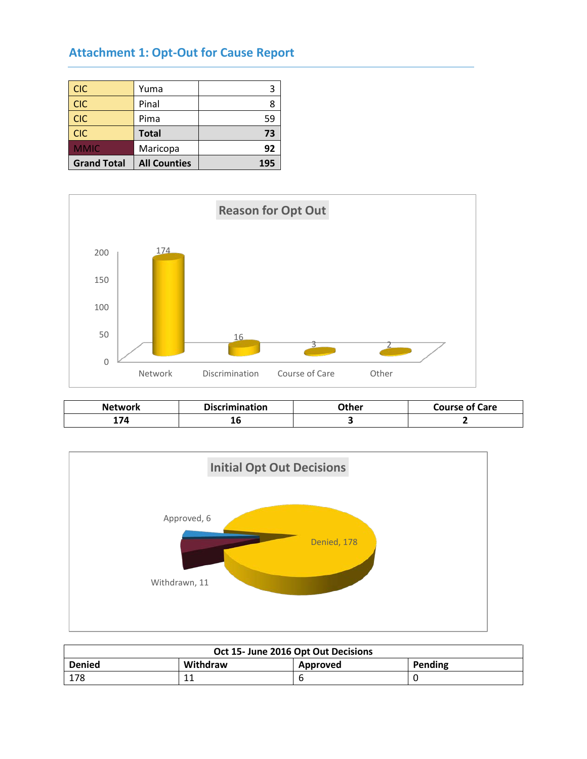## Attachment 1: Opt-Out for Cause Report

| | | |
|---|---|---|
| CIC | Yuma | 3 |
| CIC | Pinal | 8 |
| CIC | Pima | 59 |
| CIC | **Total** | **73** |
| MMIC | Maricopa | **92** |
| **Grand Total** | **All Counties** | **195** |

**Reason for Opt Out**

| **Network** | **Discrimination** | **Other** | **Course of Care** |
|---|---|---|---|
| **174** | **16** | **3** | **2** |

**Initial Opt Out Decisions**

| Oct 15- June 2016 Opt Out Decisions | | | |
|---|---|---|---|
| **Denied** | **Withdraw** | **Approved** | **Pending** |
| 178 | 11 | 6 | 0 |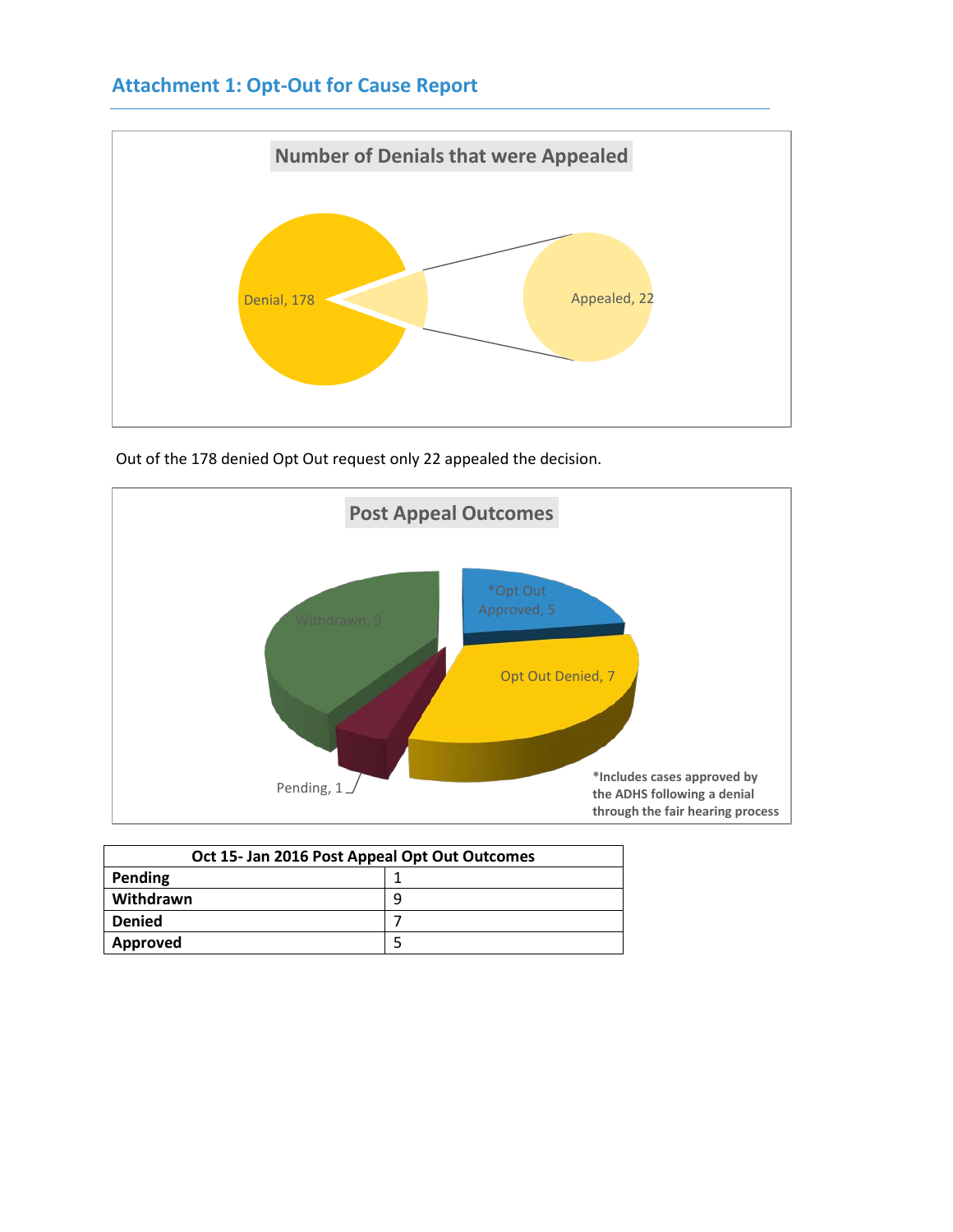## Attachment 1: Opt-Out for Cause Report

**Number of Denials that were Appealed**

Denial, 178

Appealed, 22

Out of the 178 denied Opt Out request only 22 appealed the decision.

**Post Appeal Outcomes**

*Opt Out Approved, 5

Opt Out Denied, 7

Withdrawn, 9

Pending, 1

***Includes cases approved by the ADHS following a denial through the fair hearing process**

| Oct 15- Jan 2016 Post Appeal Opt Out Outcomes | |
|---|---|
| **Pending** | 1 |
| **Withdrawn** | 9 |
| **Denied** | 7 |
| **Approved** | 5 |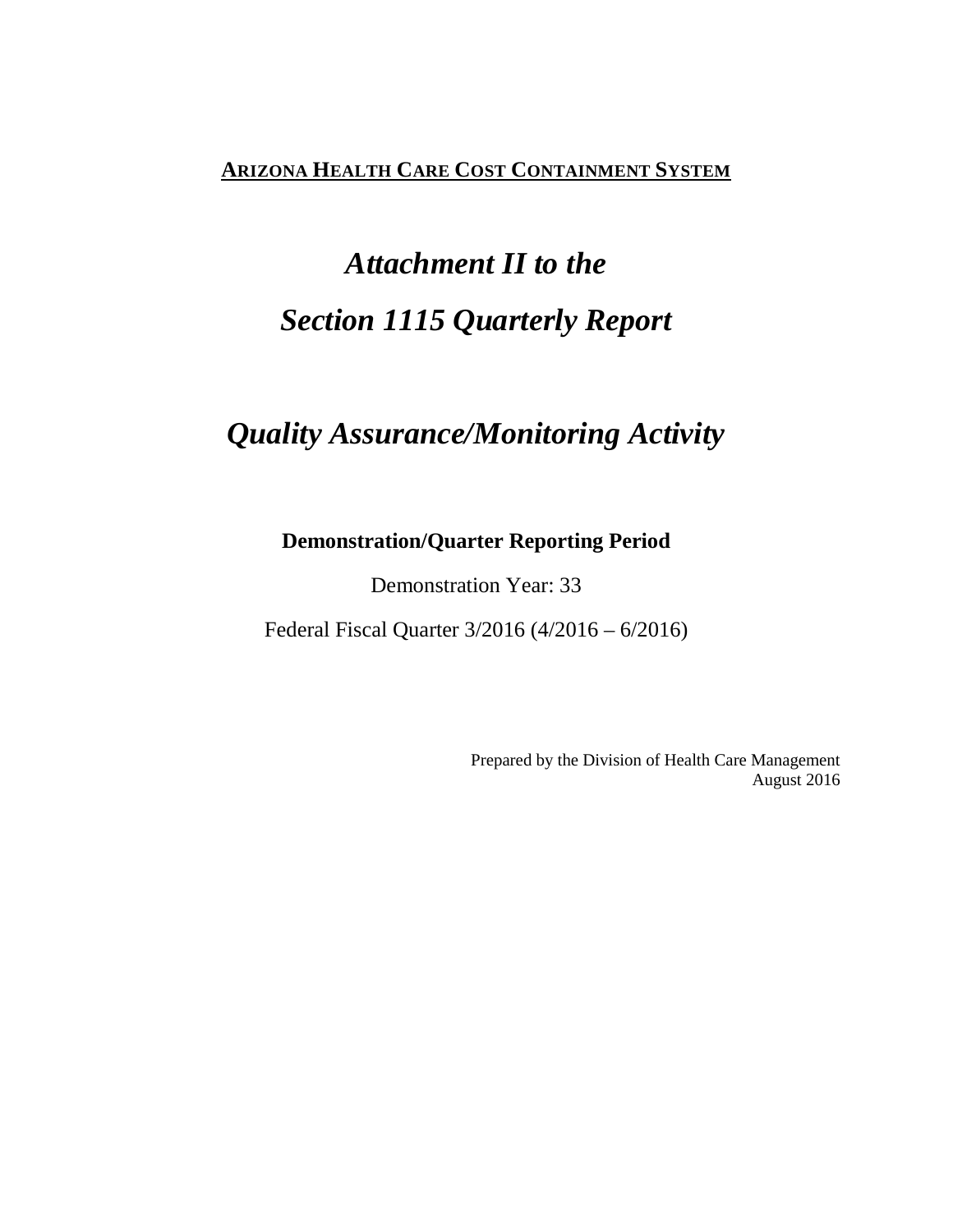**ARIZONA HEALTH CARE COST CONTAINMENT SYSTEM**

# *Attachment II to the*

# *Section 1115 Quarterly Report*

## *Quality Assurance/Monitoring Activity*

**Demonstration/Quarter Reporting Period**

Demonstration Year: 33

Federal Fiscal Quarter 3/2016 (4/2016 – 6/2016)

Prepared by the Division of Health Care Management
August 2016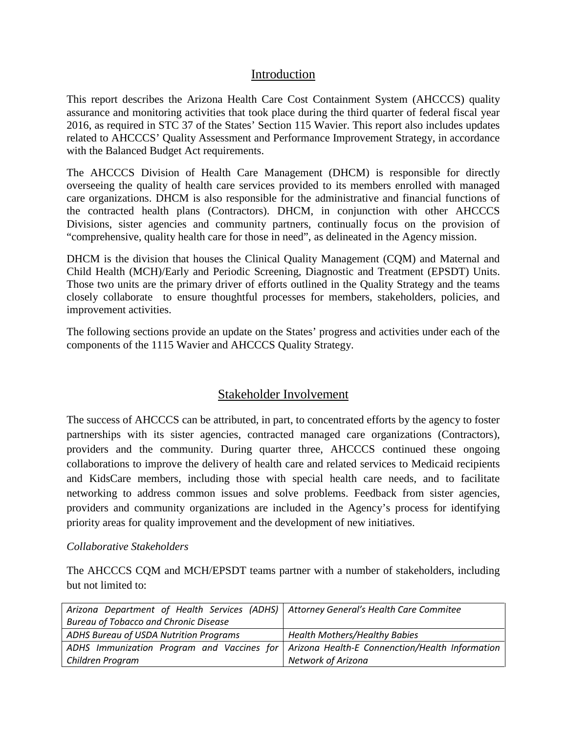## Introduction

This report describes the Arizona Health Care Cost Containment System (AHCCCS) quality assurance and monitoring activities that took place during the third quarter of federal fiscal year 2016, as required in STC 37 of the States' Section 115 Wavier. This report also includes updates related to AHCCCS' Quality Assessment and Performance Improvement Strategy, in accordance with the Balanced Budget Act requirements.

The AHCCCS Division of Health Care Management (DHCM) is responsible for directly overseeing the quality of health care services provided to its members enrolled with managed care organizations. DHCM is also responsible for the administrative and financial functions of the contracted health plans (Contractors). DHCM, in conjunction with other AHCCCS Divisions, sister agencies and community partners, continually focus on the provision of "comprehensive, quality health care for those in need", as delineated in the Agency mission.

DHCM is the division that houses the Clinical Quality Management (CQM) and Maternal and Child Health (MCH)/Early and Periodic Screening, Diagnostic and Treatment (EPSDT) Units. Those two units are the primary driver of efforts outlined in the Quality Strategy and the teams closely collaborate to ensure thoughtful processes for members, stakeholders, policies, and improvement activities.

The following sections provide an update on the States' progress and activities under each of the components of the 1115 Wavier and AHCCCS Quality Strategy.

## Stakeholder Involvement

The success of AHCCCS can be attributed, in part, to concentrated efforts by the agency to foster partnerships with its sister agencies, contracted managed care organizations (Contractors), providers and the community. During quarter three, AHCCCS continued these ongoing collaborations to improve the delivery of health care and related services to Medicaid recipients and KidsCare members, including those with special health care needs, and to facilitate networking to address common issues and solve problems. Feedback from sister agencies, providers and community organizations are included in the Agency's process for identifying priority areas for quality improvement and the development of new initiatives.

*Collaborative Stakeholders*

The AHCCCS CQM and MCH/EPSDT teams partner with a number of stakeholders, including but not limited to:

| | |
|---|---|
| *Arizona Department of Health Services (ADHS) Bureau of Tobacco and Chronic Disease* | *Attorney General's Health Care Commitee* |
| *ADHS Bureau of USDA Nutrition Programs* | *Health Mothers/Healthy Babies* |
| *ADHS Immunization Program and Vaccines for Children Program* | *Arizona Health-E Connenction/Health Information Network of Arizona* |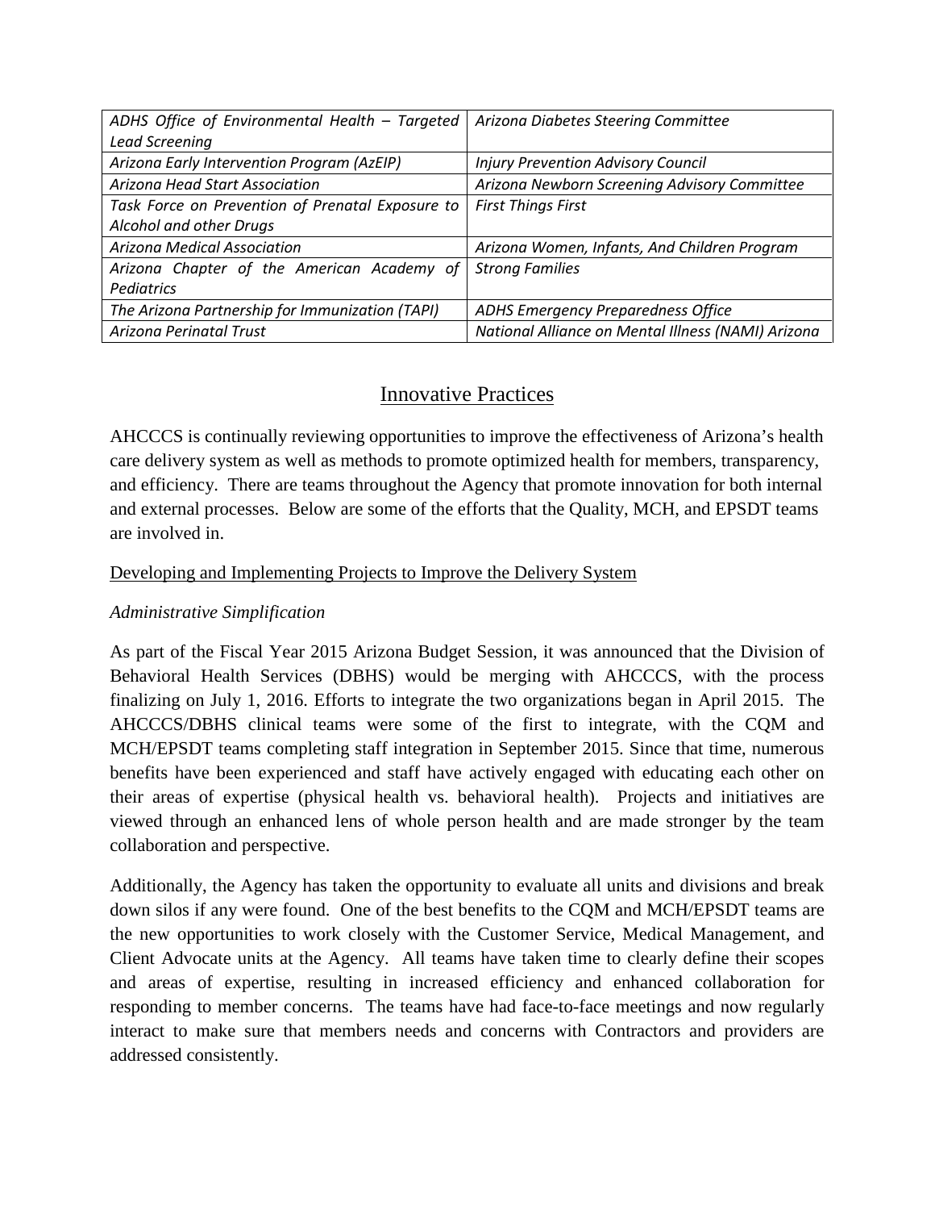| *ADHS Office of Environmental Health – Targeted Lead Screening* | *Arizona Diabetes Steering Committee* |
|---|---|
| *Arizona Early Intervention Program (AzEIP)* | *Injury Prevention Advisory Council* |
| *Arizona Head Start Association* | *Arizona Newborn Screening Advisory Committee* |
| *Task Force on Prevention of Prenatal Exposure to Alcohol and other Drugs* | *First Things First* |
| *Arizona Medical Association* | *Arizona Women, Infants, And Children Program* |
| *Arizona Chapter of the American Academy of Pediatrics* | *Strong Families* |
| *The Arizona Partnership for Immunization (TAPI)* | *ADHS Emergency Preparedness Office* |
| *Arizona Perinatal Trust* | *National Alliance on Mental Illness (NAMI) Arizona* |

## Innovative Practices

AHCCCS is continually reviewing opportunities to improve the effectiveness of Arizona's health care delivery system as well as methods to promote optimized health for members, transparency, and efficiency. There are teams throughout the Agency that promote innovation for both internal and external processes. Below are some of the efforts that the Quality, MCH, and EPSDT teams are involved in.

### Developing and Implementing Projects to Improve the Delivery System

*Administrative Simplification*

As part of the Fiscal Year 2015 Arizona Budget Session, it was announced that the Division of Behavioral Health Services (DBHS) would be merging with AHCCCS, with the process finalizing on July 1, 2016. Efforts to integrate the two organizations began in April 2015. The AHCCCS/DBHS clinical teams were some of the first to integrate, with the CQM and MCH/EPSDT teams completing staff integration in September 2015. Since that time, numerous benefits have been experienced and staff have actively engaged with educating each other on their areas of expertise (physical health vs. behavioral health). Projects and initiatives are viewed through an enhanced lens of whole person health and are made stronger by the team collaboration and perspective.

Additionally, the Agency has taken the opportunity to evaluate all units and divisions and break down silos if any were found. One of the best benefits to the CQM and MCH/EPSDT teams are the new opportunities to work closely with the Customer Service, Medical Management, and Client Advocate units at the Agency. All teams have taken time to clearly define their scopes and areas of expertise, resulting in increased efficiency and enhanced collaboration for responding to member concerns. The teams have had face-to-face meetings and now regularly interact to make sure that members needs and concerns with Contractors and providers are addressed consistently.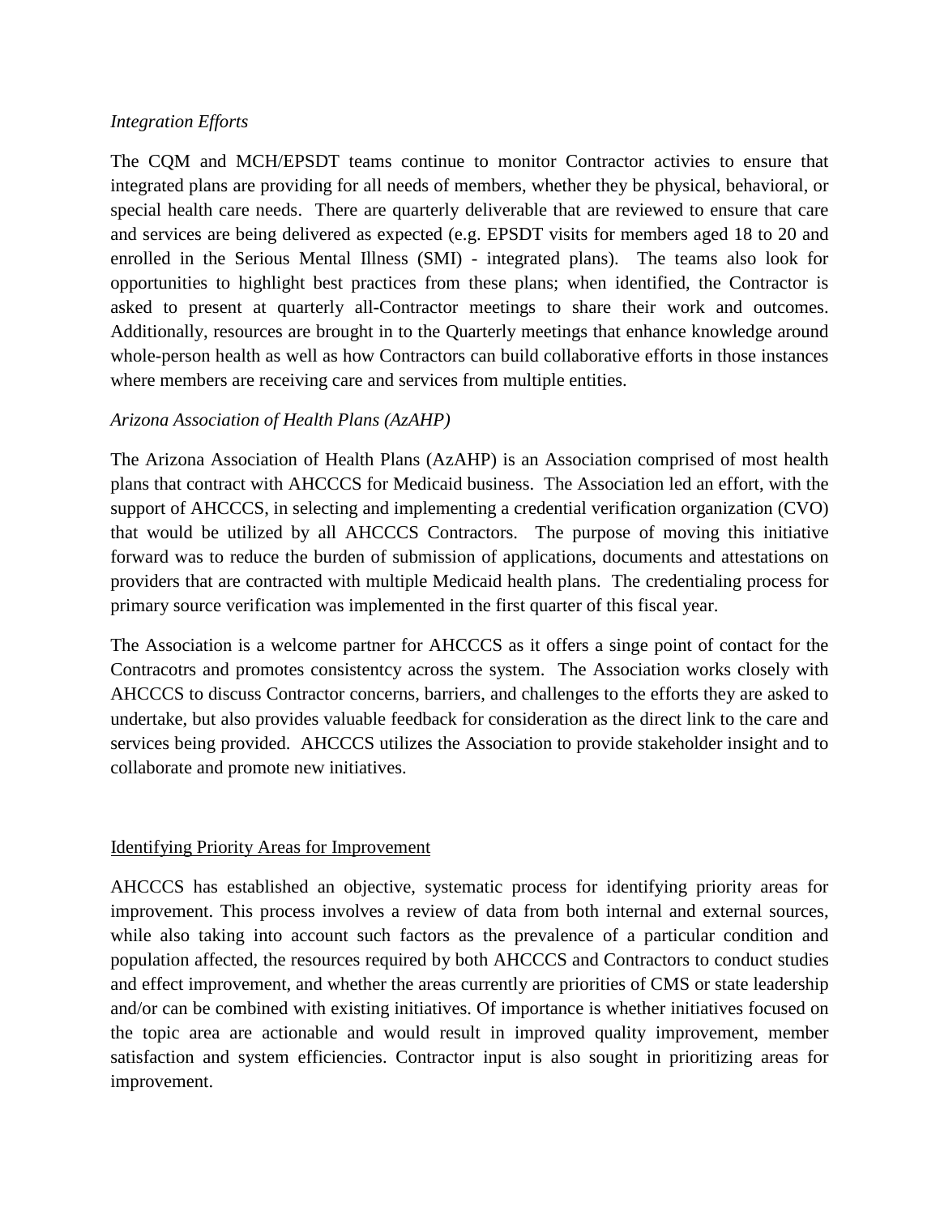*Integration Efforts*

The CQM and MCH/EPSDT teams continue to monitor Contractor activies to ensure that integrated plans are providing for all needs of members, whether they be physical, behavioral, or special health care needs. There are quarterly deliverable that are reviewed to ensure that care and services are being delivered as expected (e.g. EPSDT visits for members aged 18 to 20 and enrolled in the Serious Mental Illness (SMI) - integrated plans). The teams also look for opportunities to highlight best practices from these plans; when identified, the Contractor is asked to present at quarterly all-Contractor meetings to share their work and outcomes. Additionally, resources are brought in to the Quarterly meetings that enhance knowledge around whole-person health as well as how Contractors can build collaborative efforts in those instances where members are receiving care and services from multiple entities.

*Arizona Association of Health Plans (AzAHP)*

The Arizona Association of Health Plans (AzAHP) is an Association comprised of most health plans that contract with AHCCCS for Medicaid business. The Association led an effort, with the support of AHCCCS, in selecting and implementing a credential verification organization (CVO) that would be utilized by all AHCCCS Contractors. The purpose of moving this initiative forward was to reduce the burden of submission of applications, documents and attestations on providers that are contracted with multiple Medicaid health plans. The credentialing process for primary source verification was implemented in the first quarter of this fiscal year.

The Association is a welcome partner for AHCCCS as it offers a singe point of contact for the Contracotrs and promotes consistentcy across the system. The Association works closely with AHCCCS to discuss Contractor concerns, barriers, and challenges to the efforts they are asked to undertake, but also provides valuable feedback for consideration as the direct link to the care and services being provided. AHCCCS utilizes the Association to provide stakeholder insight and to collaborate and promote new initiatives.

## Identifying Priority Areas for Improvement

AHCCCS has established an objective, systematic process for identifying priority areas for improvement. This process involves a review of data from both internal and external sources, while also taking into account such factors as the prevalence of a particular condition and population affected, the resources required by both AHCCCS and Contractors to conduct studies and effect improvement, and whether the areas currently are priorities of CMS or state leadership and/or can be combined with existing initiatives. Of importance is whether initiatives focused on the topic area are actionable and would result in improved quality improvement, member satisfaction and system efficiencies. Contractor input is also sought in prioritizing areas for improvement.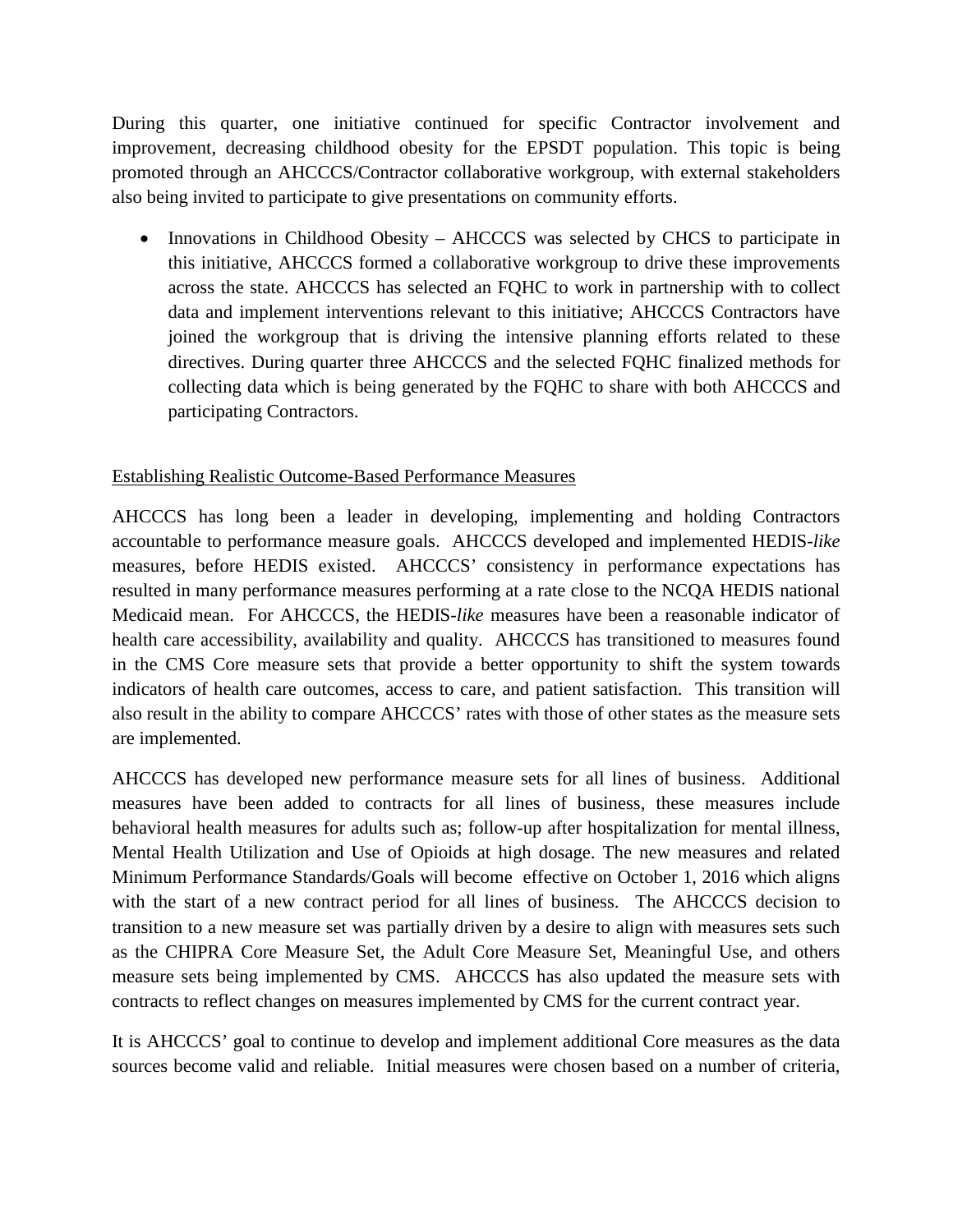During this quarter, one initiative continued for specific Contractor involvement and improvement, decreasing childhood obesity for the EPSDT population. This topic is being promoted through an AHCCCS/Contractor collaborative workgroup, with external stakeholders also being invited to participate to give presentations on community efforts.

- Innovations in Childhood Obesity – AHCCCS was selected by CHCS to participate in this initiative, AHCCCS formed a collaborative workgroup to drive these improvements across the state. AHCCCS has selected an FQHC to work in partnership with to collect data and implement interventions relevant to this initiative; AHCCCS Contractors have joined the workgroup that is driving the intensive planning efforts related to these directives. During quarter three AHCCCS and the selected FQHC finalized methods for collecting data which is being generated by the FQHC to share with both AHCCCS and participating Contractors.

<u>Establishing Realistic Outcome-Based Performance Measures</u>

AHCCCS has long been a leader in developing, implementing and holding Contractors accountable to performance measure goals. AHCCCS developed and implemented HEDIS-*like* measures, before HEDIS existed. AHCCCS' consistency in performance expectations has resulted in many performance measures performing at a rate close to the NCQA HEDIS national Medicaid mean. For AHCCCS, the HEDIS-*like* measures have been a reasonable indicator of health care accessibility, availability and quality. AHCCCS has transitioned to measures found in the CMS Core measure sets that provide a better opportunity to shift the system towards indicators of health care outcomes, access to care, and patient satisfaction. This transition will also result in the ability to compare AHCCCS' rates with those of other states as the measure sets are implemented.

AHCCCS has developed new performance measure sets for all lines of business. Additional measures have been added to contracts for all lines of business, these measures include behavioral health measures for adults such as; follow-up after hospitalization for mental illness, Mental Health Utilization and Use of Opioids at high dosage. The new measures and related Minimum Performance Standards/Goals will become effective on October 1, 2016 which aligns with the start of a new contract period for all lines of business. The AHCCCS decision to transition to a new measure set was partially driven by a desire to align with measures sets such as the CHIPRA Core Measure Set, the Adult Core Measure Set, Meaningful Use, and others measure sets being implemented by CMS. AHCCCS has also updated the measure sets with contracts to reflect changes on measures implemented by CMS for the current contract year.

It is AHCCCS' goal to continue to develop and implement additional Core measures as the data sources become valid and reliable. Initial measures were chosen based on a number of criteria,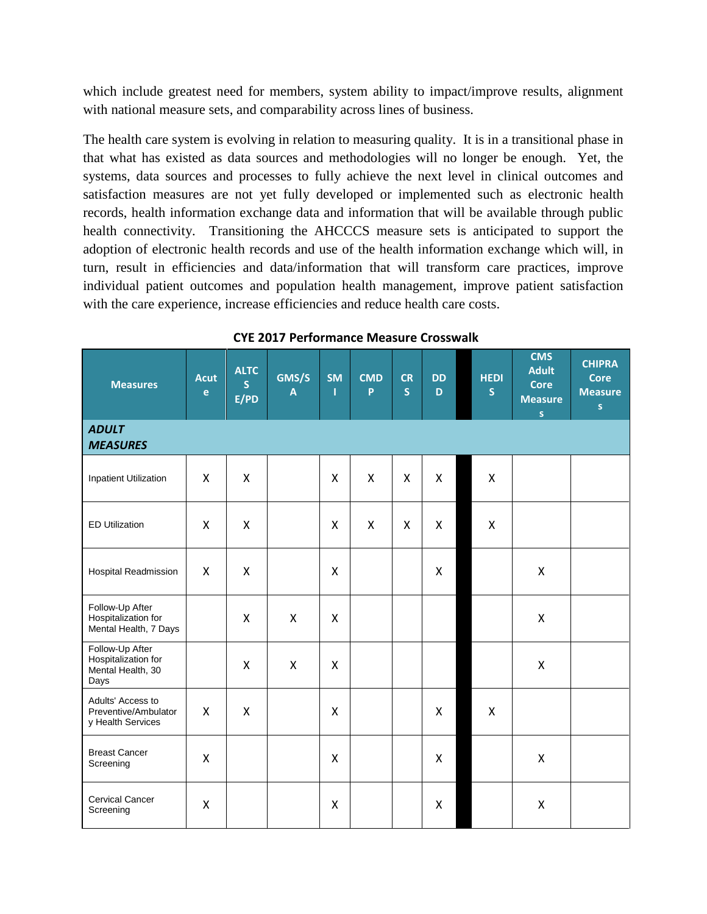which include greatest need for members, system ability to impact/improve results, alignment with national measure sets, and comparability across lines of business.

The health care system is evolving in relation to measuring quality. It is in a transitional phase in that what has existed as data sources and methodologies will no longer be enough. Yet, the systems, data sources and processes to fully achieve the next level in clinical outcomes and satisfaction measures are not yet fully developed or implemented such as electronic health records, health information exchange data and information that will be available through public health connectivity. Transitioning the AHCCCS measure sets is anticipated to support the adoption of electronic health records and use of the health information exchange which will, in turn, result in efficiencies and data/information that will transform care practices, improve individual patient outcomes and population health management, improve patient satisfaction with the care experience, increase efficiencies and reduce health care costs.

**CYE 2017 Performance Measure Crosswalk**

| Measures | Acute | ALTCS E/PD | GMS/SA | SMI | CMDP | CRS | DDD | | HEDIS | CMS Adult Core Measures | CHIPRA Core Measures |
|---|---|---|---|---|---|---|---|---|---|---|---|
| ***ADULT MEASURES*** | | | | | | | | | | | |
| Inpatient Utilization | X | X | | X | X | X | X | | X | | |
| ED Utilization | X | X | | X | X | X | X | | X | | |
| Hospital Readmission | X | X | | X | | | X | | | X | |
| Follow-Up After Hospitalization for Mental Health, 7 Days | | X | X | X | | | | | | X | |
| Follow-Up After Hospitalization for Mental Health, 30 Days | | X | X | X | | | | | | X | |
| Adults' Access to Preventive/Ambulatory Health Services | X | X | | X | | | X | | X | | |
| Breast Cancer Screening | X | | | X | | | X | | | X | |
| Cervical Cancer Screening | X | | | X | | | X | | | X | |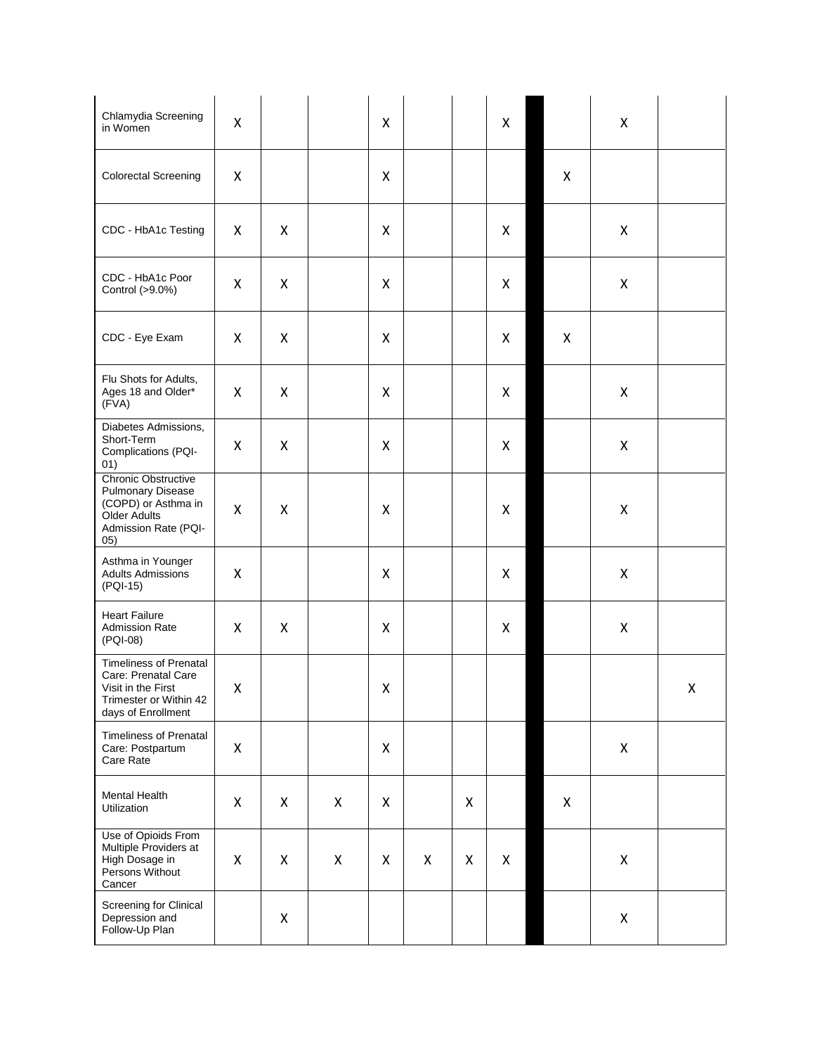| | | | | | | | | | | | |
|---|---|---|---|---|---|---|---|---|---|---|---|
| Chlamydia Screening in Women | X | | | X | | | X | | | X | |
| Colorectal Screening | X | | | X | | | | | X | | |
| CDC - HbA1c Testing | X | X | | X | | | X | | | X | |
| CDC - HbA1c Poor Control (>9.0%) | X | X | | X | | | X | | | X | |
| CDC - Eye Exam | X | X | | X | | | X | | X | | |
| Flu Shots for Adults, Ages 18 and Older* (FVA) | X | X | | X | | | X | | | X | |
| Diabetes Admissions, Short-Term Complications (PQI-01) | X | X | | X | | | X | | | X | |
| Chronic Obstructive Pulmonary Disease (COPD) or Asthma in Older Adults Admission Rate (PQI-05) | X | X | | X | | | X | | | X | |
| Asthma in Younger Adults Admissions (PQI-15) | X | | | X | | | X | | | X | |
| Heart Failure Admission Rate (PQI-08) | X | X | | X | | | X | | | X | |
| Timeliness of Prenatal Care: Prenatal Care Visit in the First Trimester or Within 42 days of Enrollment | X | | | X | | | | | | | X |
| Timeliness of Prenatal Care: Postpartum Care Rate | X | | | X | | | | | | X | |
| Mental Health Utilization | X | X | X | X | | X | | | X | | |
| Use of Opioids From Multiple Providers at High Dosage in Persons Without Cancer | X | X | X | X | X | X | X | | | X | |
| Screening for Clinical Depression and Follow-Up Plan | | X | | | | | | | | X | |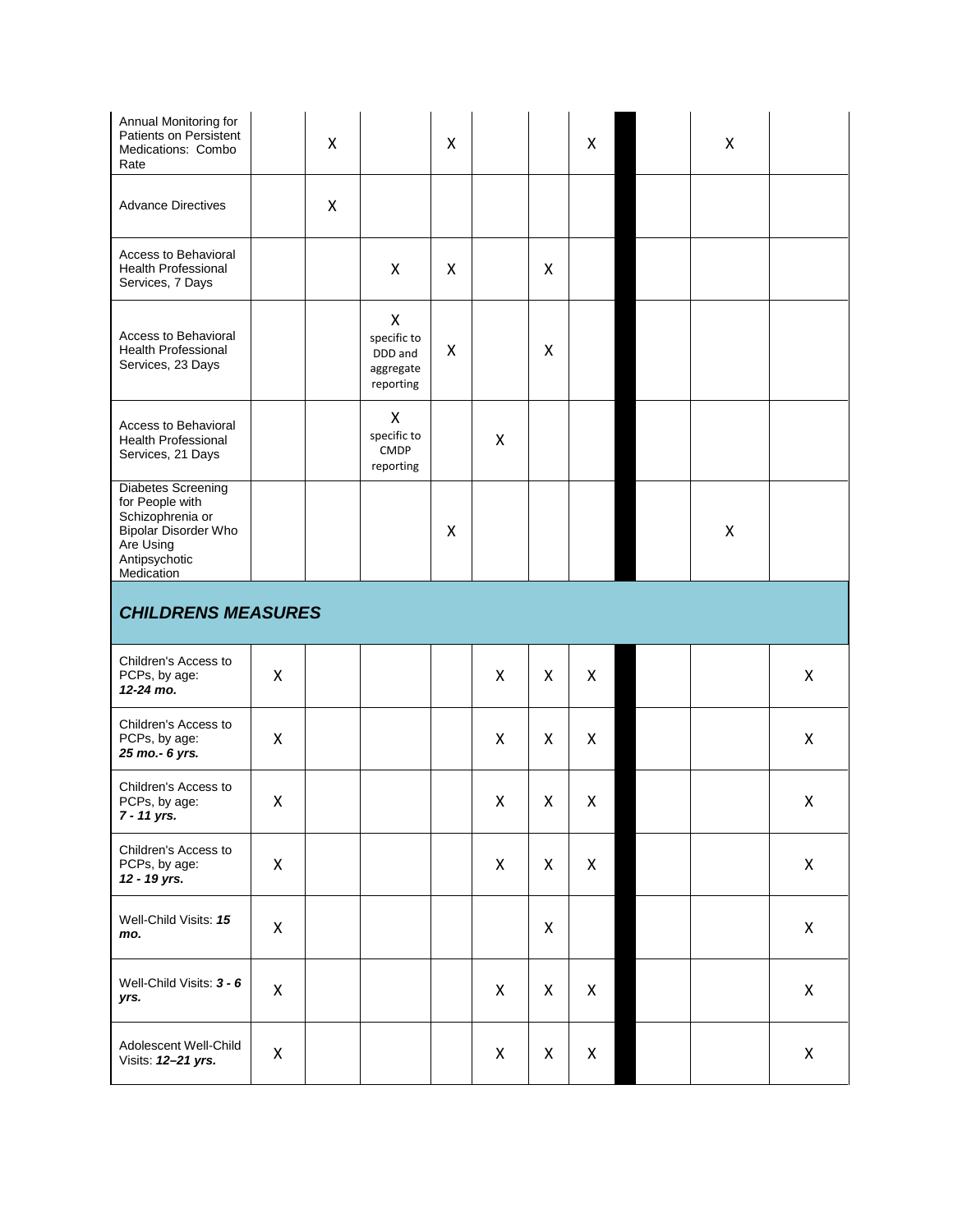| | | | | | | | | | | | |
|---|---|---|---|---|---|---|---|---|---|---|---|
| Annual Monitoring for Patients on Persistent Medications: Combo Rate | | X | | X | | | X | | | X | |
| Advance Directives | | X | | | | | | | | | |
| Access to Behavioral Health Professional Services, 7 Days | | | X | X | | X | | | | | |
| Access to Behavioral Health Professional Services, 23 Days | | | X specific to DDD and aggregate reporting | X | | X | | | | | |
| Access to Behavioral Health Professional Services, 21 Days | | | X specific to CMDP reporting | | X | | | | | | |
| Diabetes Screening for People with Schizophrenia or Bipolar Disorder Who Are Using Antipsychotic Medication | | | | X | | | | | | X | |
| ***CHILDRENS MEASURES*** | | | | | | | | | | | |
| Children's Access to PCPs, by age: ***12-24 mo.*** | X | | | | X | X | X | | | | X |
| Children's Access to PCPs, by age: ***25 mo.- 6 yrs.*** | X | | | | X | X | X | | | | X |
| Children's Access to PCPs, by age: ***7 - 11 yrs.*** | X | | | | X | X | X | | | | X |
| Children's Access to PCPs, by age: ***12 - 19 yrs.*** | X | | | | X | X | X | | | | X |
| Well-Child Visits: ***15 mo.*** | X | | | | | X | | | | | X |
| Well-Child Visits: ***3 - 6 yrs.*** | X | | | | X | X | X | | | | X |
| Adolescent Well-Child Visits: ***12–21 yrs.*** | X | | | | X | X | X | | | | X |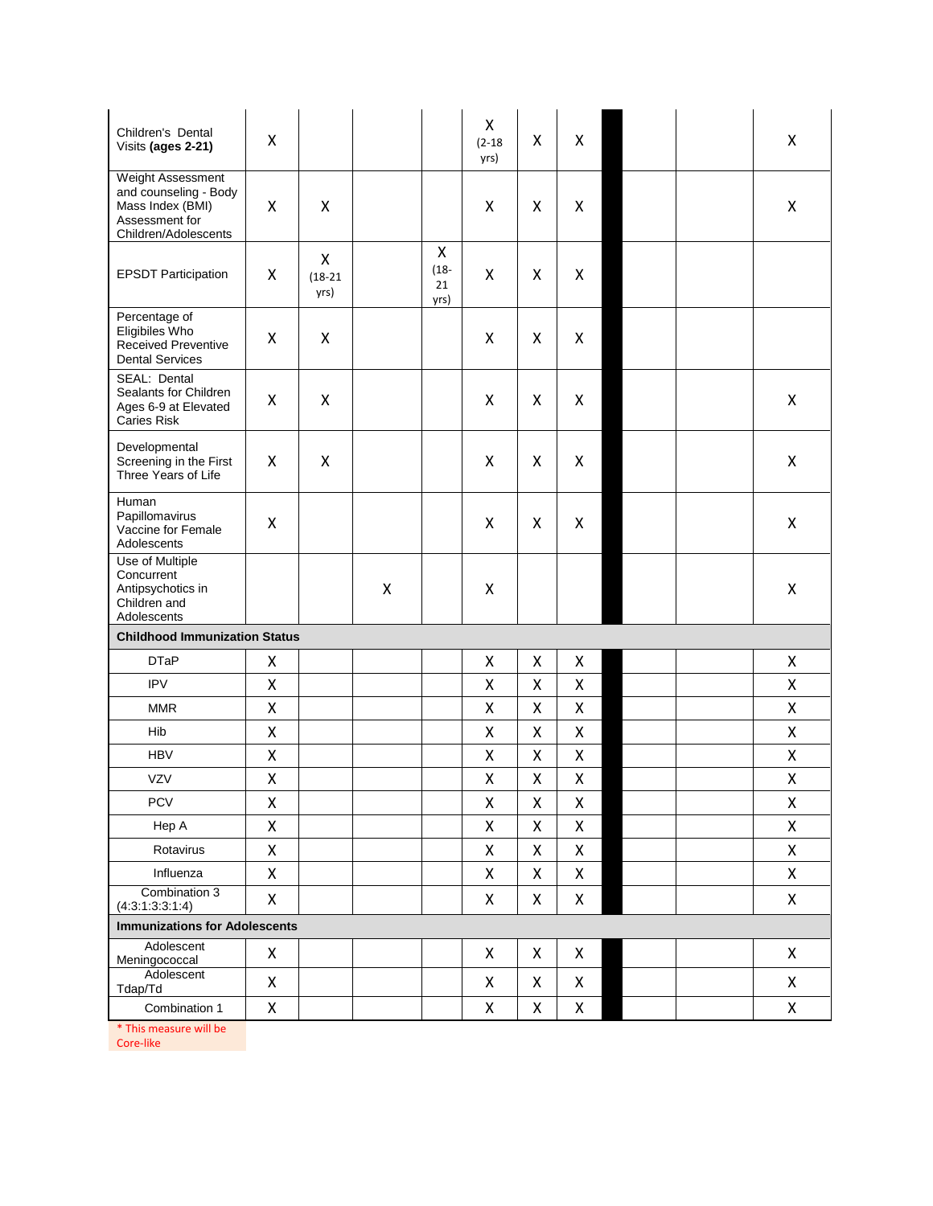| | | | | | | | | | | |
|---|---|---|---|---|---|---|---|---|---|---|
| Children's Dental Visits **(ages 2-21)** | X | | | | X (2-18 yrs) | X | X | | | X |
| Weight Assessment and counseling - Body Mass Index (BMI) Assessment for Children/Adolescents | X | X | | | X | X | X | | | X |
| EPSDT Participation | X | X (18-21 yrs) | | X (18-21 yrs) | X | X | X | | | |
| Percentage of Eligibiles Who Received Preventive Dental Services | X | X | | | X | X | X | | | |
| SEAL: Dental Sealants for Children Ages 6-9 at Elevated Caries Risk | X | X | | | X | X | X | | | X |
| Developmental Screening in the First Three Years of Life | X | X | | | X | X | X | | | X |
| Human Papillomavirus Vaccine for Female Adolescents | X | | | | X | X | X | | | X |
| Use of Multiple Concurrent Antipsychotics in Children and Adolescents | | | X | | X | | | | | X |
| **Childhood Immunization Status** | | | | | | | | | | |
| DTaP | X | | | | X | X | X | | | X |
| IPV | X | | | | X | X | X | | | X |
| MMR | X | | | | X | X | X | | | X |
| Hib | X | | | | X | X | X | | | X |
| HBV | X | | | | X | X | X | | | X |
| VZV | X | | | | X | X | X | | | X |
| PCV | X | | | | X | X | X | | | X |
| Hep A | X | | | | X | X | X | | | X |
| Rotavirus | X | | | | X | X | X | | | X |
| Influenza | X | | | | X | X | X | | | X |
| Combination 3 (4:3:1:3:3:1:4) | X | | | | X | X | X | | | X |
| **Immunizations for Adolescents** | | | | | | | | | | |
| Adolescent Meningococcal | X | | | | X | X | X | | | X |
| Adolescent Tdap/Td | X | | | | X | X | X | | | X |
| Combination 1 | X | | | | X | X | X | | | X |

* This measure will be Core-like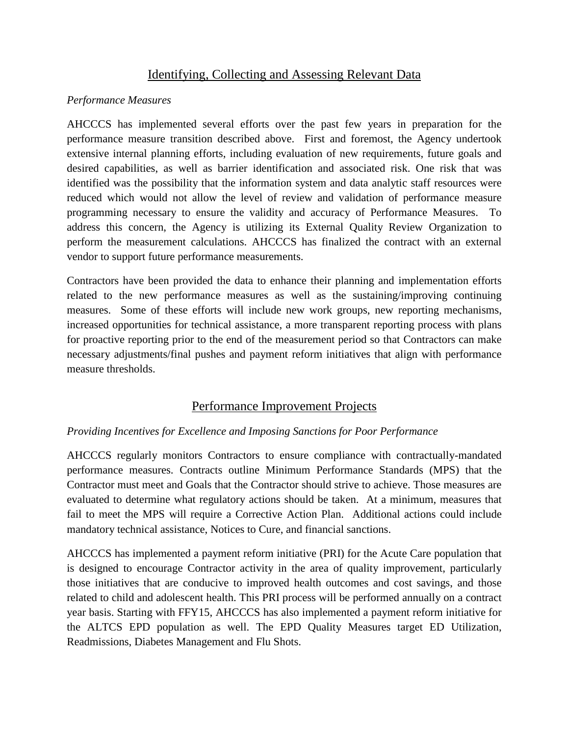## Identifying, Collecting and Assessing Relevant Data

*Performance Measures*

AHCCCS has implemented several efforts over the past few years in preparation for the performance measure transition described above. First and foremost, the Agency undertook extensive internal planning efforts, including evaluation of new requirements, future goals and desired capabilities, as well as barrier identification and associated risk. One risk that was identified was the possibility that the information system and data analytic staff resources were reduced which would not allow the level of review and validation of performance measure programming necessary to ensure the validity and accuracy of Performance Measures. To address this concern, the Agency is utilizing its External Quality Review Organization to perform the measurement calculations. AHCCCS has finalized the contract with an external vendor to support future performance measurements.

Contractors have been provided the data to enhance their planning and implementation efforts related to the new performance measures as well as the sustaining/improving continuing measures. Some of these efforts will include new work groups, new reporting mechanisms, increased opportunities for technical assistance, a more transparent reporting process with plans for proactive reporting prior to the end of the measurement period so that Contractors can make necessary adjustments/final pushes and payment reform initiatives that align with performance measure thresholds.

## Performance Improvement Projects

*Providing Incentives for Excellence and Imposing Sanctions for Poor Performance*

AHCCCS regularly monitors Contractors to ensure compliance with contractually-mandated performance measures. Contracts outline Minimum Performance Standards (MPS) that the Contractor must meet and Goals that the Contractor should strive to achieve. Those measures are evaluated to determine what regulatory actions should be taken. At a minimum, measures that fail to meet the MPS will require a Corrective Action Plan. Additional actions could include mandatory technical assistance, Notices to Cure, and financial sanctions.

AHCCCS has implemented a payment reform initiative (PRI) for the Acute Care population that is designed to encourage Contractor activity in the area of quality improvement, particularly those initiatives that are conducive to improved health outcomes and cost savings, and those related to child and adolescent health. This PRI process will be performed annually on a contract year basis. Starting with FFY15, AHCCCS has also implemented a payment reform initiative for the ALTCS EPD population as well. The EPD Quality Measures target ED Utilization, Readmissions, Diabetes Management and Flu Shots.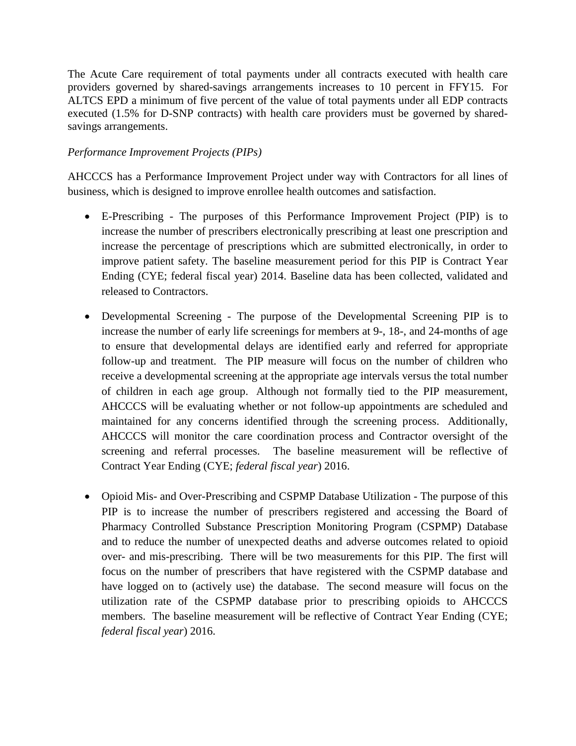The Acute Care requirement of total payments under all contracts executed with health care providers governed by shared-savings arrangements increases to 10 percent in FFY15. For ALTCS EPD a minimum of five percent of the value of total payments under all EDP contracts executed (1.5% for D-SNP contracts) with health care providers must be governed by shared-savings arrangements.

*Performance Improvement Projects (PIPs)*

AHCCCS has a Performance Improvement Project under way with Contractors for all lines of business, which is designed to improve enrollee health outcomes and satisfaction.

- E-Prescribing - The purposes of this Performance Improvement Project (PIP) is to increase the number of prescribers electronically prescribing at least one prescription and increase the percentage of prescriptions which are submitted electronically, in order to improve patient safety. The baseline measurement period for this PIP is Contract Year Ending (CYE; federal fiscal year) 2014. Baseline data has been collected, validated and released to Contractors.

- Developmental Screening - The purpose of the Developmental Screening PIP is to increase the number of early life screenings for members at 9-, 18-, and 24-months of age to ensure that developmental delays are identified early and referred for appropriate follow-up and treatment. The PIP measure will focus on the number of children who receive a developmental screening at the appropriate age intervals versus the total number of children in each age group. Although not formally tied to the PIP measurement, AHCCCS will be evaluating whether or not follow-up appointments are scheduled and maintained for any concerns identified through the screening process. Additionally, AHCCCS will monitor the care coordination process and Contractor oversight of the screening and referral processes. The baseline measurement will be reflective of Contract Year Ending (CYE; *federal fiscal year*) 2016.

- Opioid Mis- and Over-Prescribing and CSPMP Database Utilization - The purpose of this PIP is to increase the number of prescribers registered and accessing the Board of Pharmacy Controlled Substance Prescription Monitoring Program (CSPMP) Database and to reduce the number of unexpected deaths and adverse outcomes related to opioid over- and mis-prescribing. There will be two measurements for this PIP. The first will focus on the number of prescribers that have registered with the CSPMP database and have logged on to (actively use) the database. The second measure will focus on the utilization rate of the CSPMP database prior to prescribing opioids to AHCCCS members. The baseline measurement will be reflective of Contract Year Ending (CYE; *federal fiscal year*) 2016.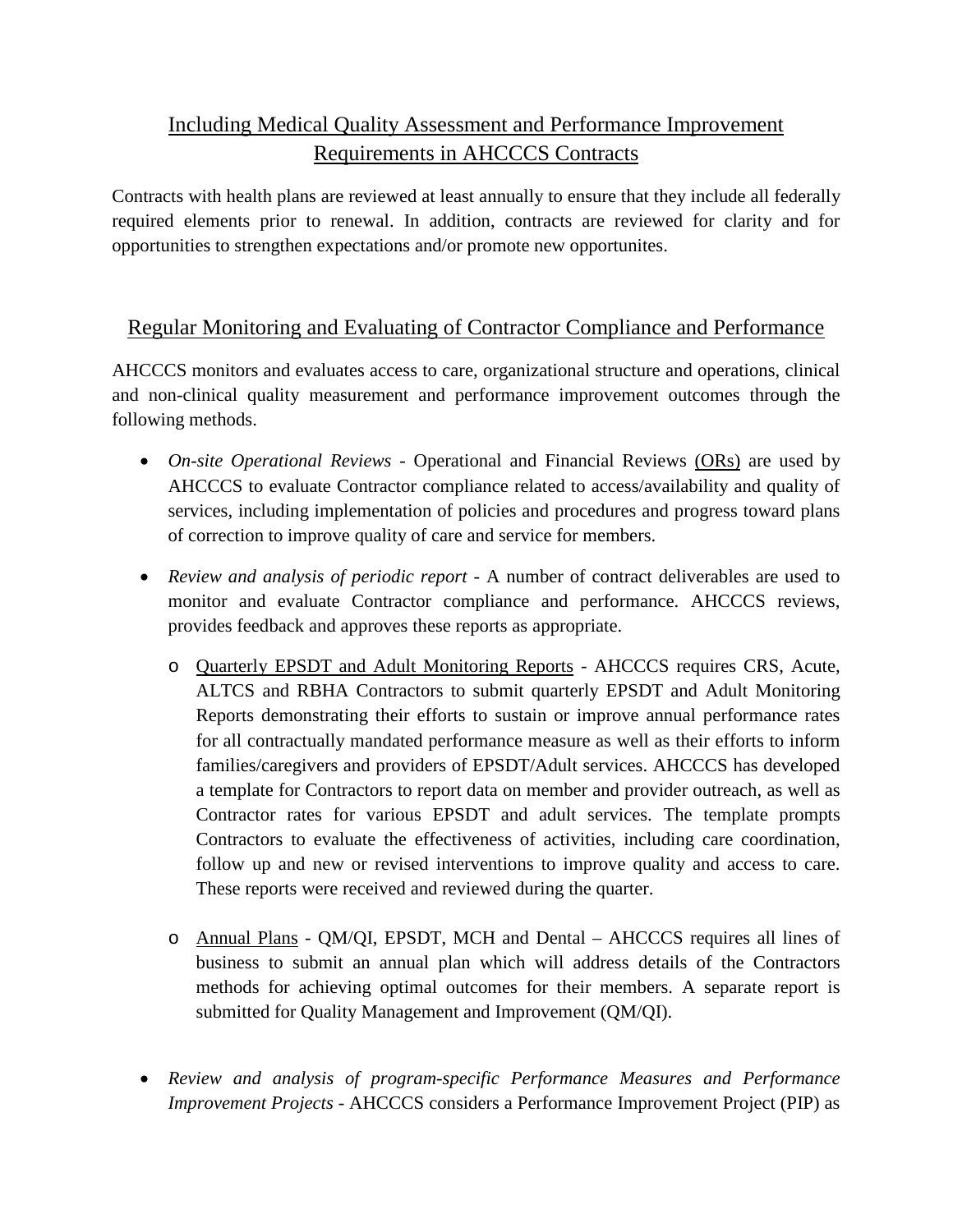## Including Medical Quality Assessment and Performance Improvement Requirements in AHCCCS Contracts

Contracts with health plans are reviewed at least annually to ensure that they include all federally required elements prior to renewal. In addition, contracts are reviewed for clarity and for opportunities to strengthen expectations and/or promote new opportunites.

## Regular Monitoring and Evaluating of Contractor Compliance and Performance

AHCCCS monitors and evaluates access to care, organizational structure and operations, clinical and non-clinical quality measurement and performance improvement outcomes through the following methods.

- *On-site Operational Reviews* - Operational and Financial Reviews (ORs) are used by AHCCCS to evaluate Contractor compliance related to access/availability and quality of services, including implementation of policies and procedures and progress toward plans of correction to improve quality of care and service for members.

- *Review and analysis of periodic report* - A number of contract deliverables are used to monitor and evaluate Contractor compliance and performance. AHCCCS reviews, provides feedback and approves these reports as appropriate.

  - Quarterly EPSDT and Adult Monitoring Reports - AHCCCS requires CRS, Acute, ALTCS and RBHA Contractors to submit quarterly EPSDT and Adult Monitoring Reports demonstrating their efforts to sustain or improve annual performance rates for all contractually mandated performance measure as well as their efforts to inform families/caregivers and providers of EPSDT/Adult services. AHCCCS has developed a template for Contractors to report data on member and provider outreach, as well as Contractor rates for various EPSDT and adult services. The template prompts Contractors to evaluate the effectiveness of activities, including care coordination, follow up and new or revised interventions to improve quality and access to care. These reports were received and reviewed during the quarter.

  - Annual Plans - QM/QI, EPSDT, MCH and Dental – AHCCCS requires all lines of business to submit an annual plan which will address details of the Contractors methods for achieving optimal outcomes for their members. A separate report is submitted for Quality Management and Improvement (QM/QI).

- *Review and analysis of program-specific Performance Measures and Performance Improvement Projects* - AHCCCS considers a Performance Improvement Project (PIP) as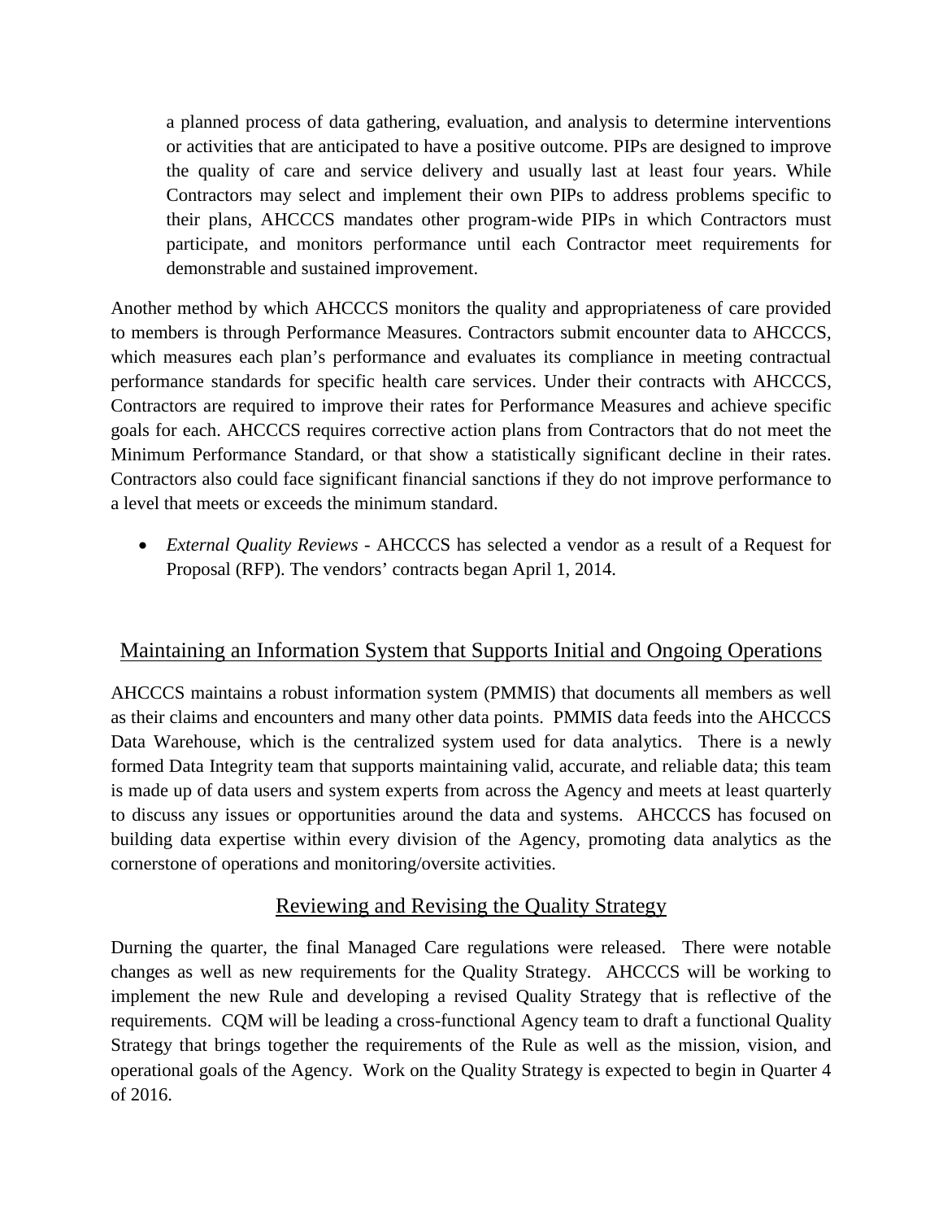a planned process of data gathering, evaluation, and analysis to determine interventions or activities that are anticipated to have a positive outcome. PIPs are designed to improve the quality of care and service delivery and usually last at least four years. While Contractors may select and implement their own PIPs to address problems specific to their plans, AHCCCS mandates other program-wide PIPs in which Contractors must participate, and monitors performance until each Contractor meet requirements for demonstrable and sustained improvement.

Another method by which AHCCCS monitors the quality and appropriateness of care provided to members is through Performance Measures. Contractors submit encounter data to AHCCCS, which measures each plan's performance and evaluates its compliance in meeting contractual performance standards for specific health care services. Under their contracts with AHCCCS, Contractors are required to improve their rates for Performance Measures and achieve specific goals for each. AHCCCS requires corrective action plans from Contractors that do not meet the Minimum Performance Standard, or that show a statistically significant decline in their rates. Contractors also could face significant financial sanctions if they do not improve performance to a level that meets or exceeds the minimum standard.

- *External Quality Reviews* - AHCCCS has selected a vendor as a result of a Request for Proposal (RFP). The vendors' contracts began April 1, 2014.

## Maintaining an Information System that Supports Initial and Ongoing Operations

AHCCCS maintains a robust information system (PMMIS) that documents all members as well as their claims and encounters and many other data points. PMMIS data feeds into the AHCCCS Data Warehouse, which is the centralized system used for data analytics. There is a newly formed Data Integrity team that supports maintaining valid, accurate, and reliable data; this team is made up of data users and system experts from across the Agency and meets at least quarterly to discuss any issues or opportunities around the data and systems. AHCCCS has focused on building data expertise within every division of the Agency, promoting data analytics as the cornerstone of operations and monitoring/oversite activities.

## Reviewing and Revising the Quality Strategy

Durning the quarter, the final Managed Care regulations were released. There were notable changes as well as new requirements for the Quality Strategy. AHCCCS will be working to implement the new Rule and developing a revised Quality Strategy that is reflective of the requirements. CQM will be leading a cross-functional Agency team to draft a functional Quality Strategy that brings together the requirements of the Rule as well as the mission, vision, and operational goals of the Agency. Work on the Quality Strategy is expected to begin in Quarter 4 of 2016.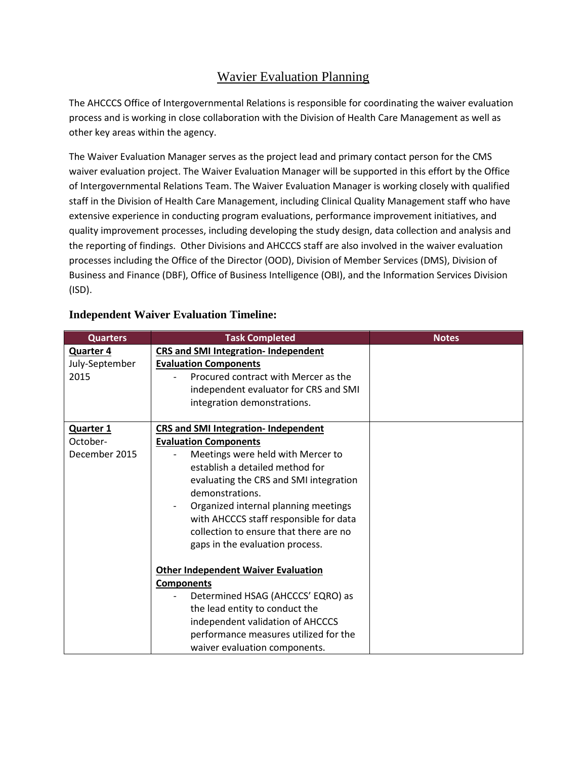## Wavier Evaluation Planning

The AHCCCS Office of Intergovernmental Relations is responsible for coordinating the waiver evaluation process and is working in close collaboration with the Division of Health Care Management as well as other key areas within the agency.

The Waiver Evaluation Manager serves as the project lead and primary contact person for the CMS waiver evaluation project. The Waiver Evaluation Manager will be supported in this effort by the Office of Intergovernmental Relations Team. The Waiver Evaluation Manager is working closely with qualified staff in the Division of Health Care Management, including Clinical Quality Management staff who have extensive experience in conducting program evaluations, performance improvement initiatives, and quality improvement processes, including developing the study design, data collection and analysis and the reporting of findings. Other Divisions and AHCCCS staff are also involved in the waiver evaluation processes including the Office of the Director (OOD), Division of Member Services (DMS), Division of Business and Finance (DBF), Office of Business Intelligence (OBI), and the Information Services Division (ISD).

### Independent Waiver Evaluation Timeline:

| Quarters | Task Completed | Notes |
|---|---|---|
| **Quarter 4** July-September 2015 | **CRS and SMI Integration- Independent Evaluation Components**<br>- Procured contract with Mercer as the independent evaluator for CRS and SMI integration demonstrations. | |
| **Quarter 1** October-December 2015 | **CRS and SMI Integration- Independent Evaluation Components**<br>- Meetings were held with Mercer to establish a detailed method for evaluating the CRS and SMI integration demonstrations.<br>- Organized internal planning meetings with AHCCCS staff responsible for data collection to ensure that there are no gaps in the evaluation process.<br><br>**Other Independent Waiver Evaluation Components**<br>- Determined HSAG (AHCCCS' EQRO) as the lead entity to conduct the independent validation of AHCCCS performance measures utilized for the waiver evaluation components. | |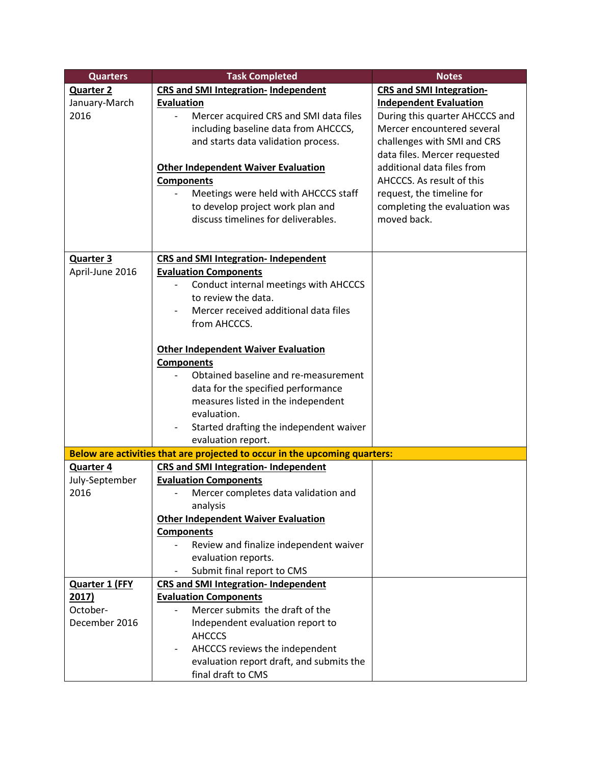| Quarters | Task Completed | Notes |
|---|---|---|
| **Quarter 2**<br>January-March 2016 | **CRS and SMI Integration- Independent Evaluation**<br>- Mercer acquired CRS and SMI data files including baseline data from AHCCCS, and starts data validation process.<br><br>**Other Independent Waiver Evaluation Components**<br>- Meetings were held with AHCCS staff to develop project work plan and discuss timelines for deliverables. | **CRS and SMI Integration- Independent Evaluation**<br>During this quarter AHCCCS and Mercer encountered several challenges with SMI and CRS data files. Mercer requested additional data files from AHCCCS. As result of this request, the timeline for completing the evaluation was moved back. |
| **Quarter 3**<br>April-June 2016 | **CRS and SMI Integration- Independent Evaluation Components**<br>- Conduct internal meetings with AHCCCS to review the data.<br>- Mercer received additional data files from AHCCCS.<br><br>**Other Independent Waiver Evaluation Components**<br>- Obtained baseline and re-measurement data for the specified performance measures listed in the independent evaluation.<br>- Started drafting the independent waiver evaluation report. | |
| **Below are activities that are projected to occur in the upcoming quarters:** | | |
| **Quarter 4**<br>July-September 2016 | **CRS and SMI Integration- Independent Evaluation Components**<br>- Mercer completes data validation and analysis<br>**Other Independent Waiver Evaluation Components**<br>- Review and finalize independent waiver evaluation reports.<br>- Submit final report to CMS | |
| **Quarter 1 (FFY 2017)**<br>October-December 2016 | **CRS and SMI Integration- Independent Evaluation Components**<br>- Mercer submits the draft of the Independent evaluation report to AHCCCS<br>- AHCCCS reviews the independent evaluation report draft, and submits the final draft to CMS | |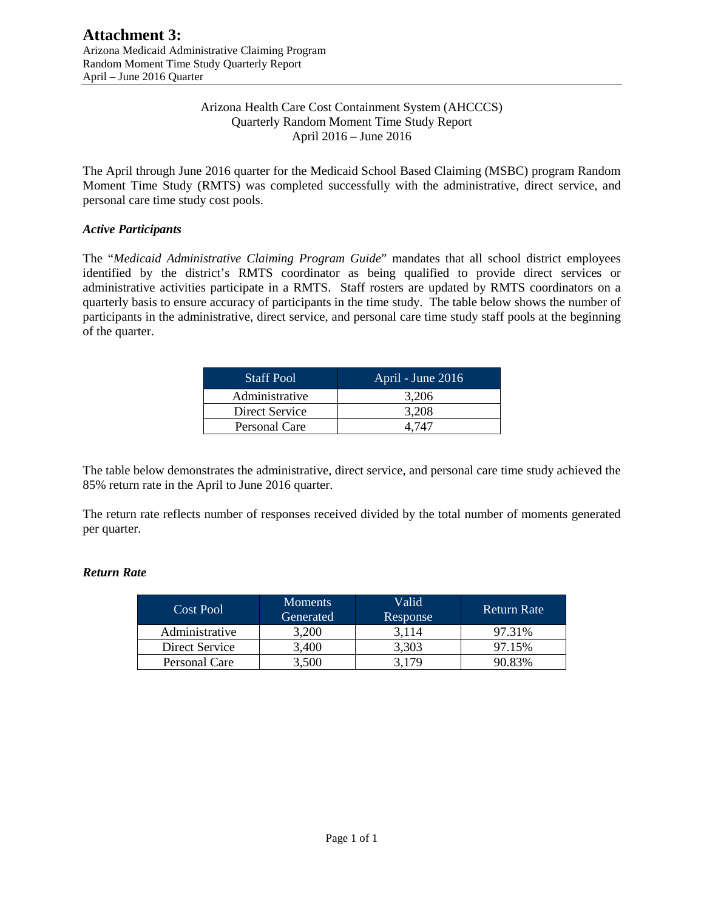# Attachment 3:

Arizona Medicaid Administrative Claiming Program
Random Moment Time Study Quarterly Report
April – June 2016 Quarter

Arizona Health Care Cost Containment System (AHCCCS)
Quarterly Random Moment Time Study Report
April 2016 – June 2016

The April through June 2016 quarter for the Medicaid School Based Claiming (MSBC) program Random Moment Time Study (RMTS) was completed successfully with the administrative, direct service, and personal care time study cost pools.

### *Active Participants*

The "*Medicaid Administrative Claiming Program Guide*" mandates that all school district employees identified by the district's RMTS coordinator as being qualified to provide direct services or administrative activities participate in a RMTS. Staff rosters are updated by RMTS coordinators on a quarterly basis to ensure accuracy of participants in the time study. The table below shows the number of participants in the administrative, direct service, and personal care time study staff pools at the beginning of the quarter.

| Staff Pool | April - June 2016 |
|---|---|
| Administrative | 3,206 |
| Direct Service | 3,208 |
| Personal Care | 4,747 |

The table below demonstrates the administrative, direct service, and personal care time study achieved the 85% return rate in the April to June 2016 quarter.

The return rate reflects number of responses received divided by the total number of moments generated per quarter.

### *Return Rate*

| Cost Pool | Moments Generated | Valid Response | Return Rate |
|---|---|---|---|
| Administrative | 3,200 | 3,114 | 97.31% |
| Direct Service | 3,400 | 3,303 | 97.15% |
| Personal Care | 3,500 | 3,179 | 90.83% |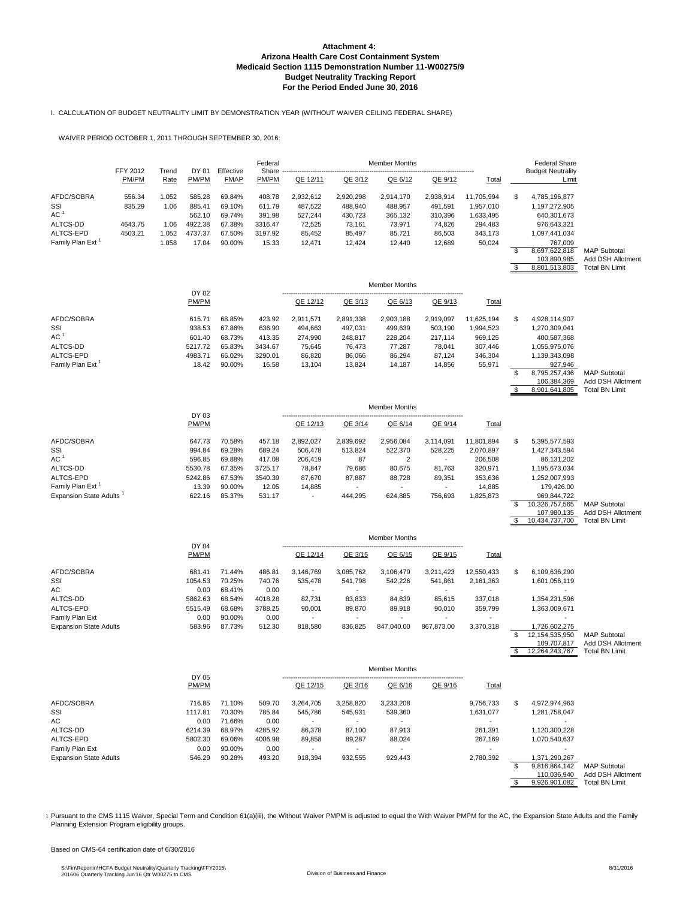**Attachment 4:**
**Arizona Health Care Cost Containment System**
**Medicaid Section 1115 Demonstration Number 11-W00275/9**
**Budget Neutrality Tracking Report**
**For the Period Ended June 30, 2016**

I. CALCULATION OF BUDGET NEUTRALITY LIMIT BY DEMONSTRATION YEAR (WITHOUT WAIVER CEILING FEDERAL SHARE)

WAIVER PERIOD OCTOBER 1, 2011 THROUGH SEPTEMBER 30, 2016:

| | FFY 2012 PM/PM | Trend Rate | DY 01 PM/PM | Effective FMAP | Federal Share PM/PM | Member Months QE 12/11 | QE 3/12 | QE 6/12 | QE 9/12 | Total | Federal Share Budget Neutrality Limit | |
|---|---|---|---|---|---|---|---|---|---|---|---|---|
| AFDC/SOBRA | 556.34 | 1.052 | 585.28 | 69.84% | 408.78 | 2,932,612 | 2,920,298 | 2,914,170 | 2,938,914 | 11,705,994 | $ 4,785,196,877 | |
| SSI | 835.29 | 1.06 | 885.41 | 69.10% | 611.79 | 487,522 | 488,940 | 488,957 | 491,591 | 1,957,010 | 1,197,272,905 | |
| AC [1] | | | 562.10 | 69.74% | 391.98 | 527,244 | 430,723 | 365,132 | 310,396 | 1,633,495 | 640,301,673 | |
| ALTCS-DD | 4643.75 | 1.06 | 4922.38 | 67.38% | 3316.47 | 72,525 | 73,161 | 73,971 | 74,826 | 294,483 | 976,643,321 | |
| ALTCS-EPD | 4503.21 | 1.052 | 4737.37 | 67.50% | 3197.92 | 85,452 | 85,497 | 85,721 | 86,503 | 343,173 | 1,097,441,034 | |
| Family Plan Ext [1] | | 1.058 | 17.04 | 90.00% | 15.33 | 12,471 | 12,424 | 12,440 | 12,689 | 50,024 | 767,009 | |
| | | | | | | | | | | | $ 8,697,622,818 | MAP Subtotal |
| | | | | | | | | | | | 103,890,985 | Add DSH Allotment |
| | | | | | | | | | | | $ 8,801,513,803 | Total BN Limit |

| | DY 02 PM/PM | | | Member Months QE 12/12 | QE 3/13 | QE 6/13 | QE 9/13 | Total | | |
|---|---|---|---|---|---|---|---|---|---|---|
| AFDC/SOBRA | 615.71 | 68.85% | 423.92 | 2,911,571 | 2,891,338 | 2,903,188 | 2,919,097 | 11,625,194 | $ 4,928,114,907 | |
| SSI | 938.53 | 67.86% | 636.90 | 494,663 | 497,031 | 499,639 | 503,190 | 1,994,523 | 1,270,309,041 | |
| AC [1] | 601.40 | 68.73% | 413.35 | 274,990 | 248,817 | 228,204 | 217,114 | 969,125 | 400,587,368 | |
| ALTCS-DD | 5217.72 | 65.83% | 3434.67 | 75,645 | 76,473 | 77,287 | 78,041 | 307,446 | 1,055,975,076 | |
| ALTCS-EPD | 4983.71 | 66.02% | 3290.01 | 86,820 | 86,066 | 86,294 | 87,124 | 346,304 | 1,139,343,098 | |
| Family Plan Ext [1] | 18.42 | 90.00% | 16.58 | 13,104 | 13,824 | 14,187 | 14,856 | 55,971 | 927,946 | |
| | | | | | | | | | $ 8,795,257,436 | MAP Subtotal |
| | | | | | | | | | 106,384,369 | Add DSH Allotment |
| | | | | | | | | | $ 8,901,641,805 | Total BN Limit |

| | DY 03 PM/PM | | | Member Months QE 12/13 | QE 3/14 | QE 6/14 | QE 9/14 | Total | | |
|---|---|---|---|---|---|---|---|---|---|---|
| AFDC/SOBRA | 647.73 | 70.58% | 457.18 | 2,892,027 | 2,839,692 | 2,956,084 | 3,114,091 | 11,801,894 | $ 5,395,577,593 | |
| SSI | 994.84 | 69.28% | 689.24 | 506,478 | 513,824 | 522,370 | 528,225 | 2,070,897 | 1,427,343,594 | |
| AC [1] | 596.85 | 69.88% | 417.08 | 206,419 | 87 | 2 | - | 206,508 | 86,131,202 | |
| ALTCS-DD | 5530.78 | 67.35% | 3725.17 | 78,847 | 79,686 | 80,675 | 81,763 | 320,971 | 1,195,673,034 | |
| ALTCS-EPD | 5242.86 | 67.53% | 3540.39 | 87,670 | 87,887 | 88,728 | 89,351 | 353,636 | 1,252,007,993 | |
| Family Plan Ext [1] | 13.39 | 90.00% | 12.05 | 14,885 | - | - | - | 14,885 | 179,426.00 | |
| Expansion State Adults [1] | 622.16 | 85.37% | 531.17 | - | 444,295 | 624,885 | 756,693 | 1,825,873 | 969,844,722 | |
| | | | | | | | | | $ 10,326,757,565 | MAP Subtotal |
| | | | | | | | | | 107,980,135 | Add DSH Allotment |
| | | | | | | | | | $ 10,434,737,700 | Total BN Limit |

| | DY 04 PM/PM | | | Member Months QE 12/14 | QE 3/15 | QE 6/15 | QE 9/15 | Total | | |
|---|---|---|---|---|---|---|---|---|---|---|
| AFDC/SOBRA | 681.41 | 71.44% | 486.81 | 3,146,769 | 3,085,762 | 3,106,479 | 3,211,423 | 12,550,433 | $ 6,109,636,290 | |
| SSI | 1054.53 | 70.25% | 740.76 | 535,478 | 541,798 | 542,226 | 541,861 | 2,161,363 | 1,601,056,119 | |
| AC | 0.00 | 68.41% | 0.00 | - | - | - | - | - | - | |
| ALTCS-DD | 5862.63 | 68.54% | 4018.28 | 82,731 | 83,833 | 84,839 | 85,615 | 337,018 | 1,354,231,596 | |
| ALTCS-EPD | 5515.49 | 68.68% | 3788.25 | 90,001 | 89,870 | 89,918 | 90,010 | 359,799 | 1,363,009,671 | |
| Family Plan Ext | 0.00 | 90.00% | 0.00 | - | - | - | - | - | - | |
| Expansion State Adults | 583.96 | 87.73% | 512.30 | 818,580 | 836,825 | 847,040.00 | 867,873.00 | 3,370,318 | 1,726,602,275 | |
| | | | | | | | | | $ 12,154,535,950 | MAP Subtotal |
| | | | | | | | | | 109,707,817 | Add DSH Allotment |
| | | | | | | | | | $ 12,264,243,767 | Total BN Limit |

| | DY 05 PM/PM | | | Member Months QE 12/15 | QE 3/16 | QE 6/16 | QE 9/16 | Total | | |
|---|---|---|---|---|---|---|---|---|---|---|
| AFDC/SOBRA | 716.85 | 71.10% | 509.70 | 3,264,705 | 3,258,820 | 3,233,208 | | 9,756,733 | $ 4,972,974,963 | |
| SSI | 1117.81 | 70.30% | 785.84 | 545,786 | 545,931 | 539,360 | | 1,631,077 | 1,281,758,047 | |
| AC | 0.00 | 71.66% | 0.00 | - | - | - | | - | - | |
| ALTCS-DD | 6214.39 | 68.97% | 4285.92 | 86,378 | 87,100 | 87,913 | | 261,391 | 1,120,300,228 | |
| ALTCS-EPD | 5802.30 | 69.06% | 4006.98 | 89,858 | 89,287 | 88,024 | | 267,169 | 1,070,540,637 | |
| Family Plan Ext | 0.00 | 90.00% | 0.00 | - | - | - | | - | - | |
| Expansion State Adults | 546.29 | 90.28% | 493.20 | 918,394 | 932,555 | 929,443 | | 2,780,392 | 1,371,290,267 | |
| | | | | | | | | | $ 9,816,864,142 | MAP Subtotal |
| | | | | | | | | | 110,036,940 | Add DSH Allotment |
| | | | | | | | | | $ 9,926,901,082 | Total BN Limit |

[1] Pursuant to the CMS 1115 Waiver, Special Term and Condition 61(a)(iii), the Without Waiver PMPM is adjusted to equal the With Waiver PMPM for the AC, the Expansion State Adults and the Family Planning Extension Program eligibility groups.

Based on CMS-64 certification date of 6/30/2016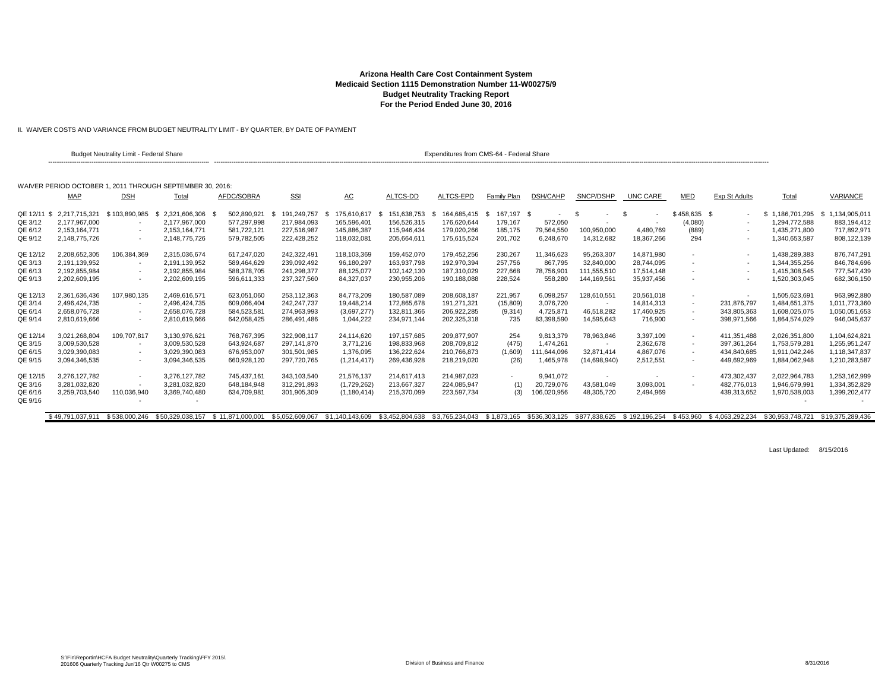**Arizona Health Care Cost Containment System**
**Medicaid Section 1115 Demonstration Number 11-W00275/9**
**Budget Neutrality Tracking Report**
**For the Period Ended June 30, 2016**

II. WAIVER COSTS AND VARIANCE FROM BUDGET NEUTRALITY LIMIT - BY QUARTER, BY DATE OF PAYMENT

WAIVER PERIOD OCTOBER 1, 2011 THROUGH SEPTEMBER 30, 2016:

| | Budget Neutrality Limit - Federal Share | | | Expenditures from CMS-64 - Federal Share | | | | | | | | | | | | | |
|---|---|---|---|---|---|---|---|---|---|---|---|---|---|---|---|---|---|
| | MAP | DSH | Total | AFDC/SOBRA | SSI | AC | ALTCS-DD | ALTCS-EPD | Family Plan | DSH/CAHP | SNCP/DSHP | UNC CARE | MED | Exp St Adults | Total | VARIANCE |
| QE 12/11 | $ 2,217,715,321 | $ 103,890,985 | $ 2,321,606,306 | $ 502,890,921 | $ 191,249,757 | $ 175,610,617 | $ 151,638,753 | $ 164,685,415 | $ 167,197 | $ - | $ - | $ - | $ 458,635 | $ - | $ 1,186,701,295 | $ 1,134,905,011 |
| QE 3/12 | 2,177,967,000 | - | 2,177,967,000 | 577,297,998 | 217,984,093 | 165,596,401 | 156,526,315 | 176,620,644 | 179,167 | 572,050 | - | - | (4,080) | - | 1,294,772,588 | 883,194,412 |
| QE 6/12 | 2,153,164,771 | - | 2,153,164,771 | 581,722,121 | 227,516,987 | 145,886,387 | 115,946,434 | 179,020,266 | 185,175 | 79,564,550 | 100,950,000 | 4,480,769 | (889) | - | 1,435,271,800 | 717,892,971 |
| QE 9/12 | 2,148,775,726 | - | 2,148,775,726 | 579,782,505 | 222,428,252 | 118,032,081 | 205,664,611 | 175,615,524 | 201,702 | 6,248,670 | 14,312,682 | 18,367,266 | 294 | - | 1,340,653,587 | 808,122,139 |
| QE 12/12 | 2,208,652,305 | 106,384,369 | 2,315,036,674 | 617,247,020 | 242,322,491 | 118,103,369 | 159,452,070 | 179,452,256 | 230,267 | 11,346,623 | 95,263,307 | 14,871,980 | - | - | 1,438,289,383 | 876,747,291 |
| QE 3/13 | 2,191,139,952 | - | 2,191,139,952 | 589,464,629 | 239,092,492 | 96,180,297 | 163,937,798 | 192,970,394 | 257,756 | 867,795 | 32,840,000 | 28,744,095 | - | - | 1,344,355,256 | 846,784,696 |
| QE 6/13 | 2,192,855,984 | - | 2,192,855,984 | 588,378,705 | 241,298,377 | 88,125,077 | 102,142,130 | 187,310,029 | 227,668 | 78,756,901 | 111,555,510 | 17,514,148 | - | - | 1,415,308,545 | 777,547,439 |
| QE 9/13 | 2,202,609,195 | - | 2,202,609,195 | 596,611,333 | 237,327,560 | 84,327,037 | 230,955,206 | 190,188,088 | 228,524 | 558,280 | 144,169,561 | 35,937,456 | - | - | 1,520,303,045 | 682,306,150 |
| QE 12/13 | 2,361,636,436 | 107,980,135 | 2,469,616,571 | 623,051,060 | 253,112,363 | 84,773,209 | 180,587,089 | 208,608,187 | 221,957 | 6,098,257 | 128,610,551 | 20,561,018 | - | - | 1,505,623,691 | 963,992,880 |
| QE 3/14 | 2,496,424,735 | - | 2,496,424,735 | 609,066,404 | 242,247,737 | 19,448,214 | 172,865,678 | 191,271,321 | (15,809) | 3,076,720 | - | 14,814,313 | - | 231,876,797 | 1,484,651,375 | 1,011,773,360 |
| QE 6/14 | 2,658,076,728 | - | 2,658,076,728 | 584,523,581 | 274,963,993 | (3,697,277) | 132,811,366 | 206,922,285 | (9,314) | 4,725,871 | 46,518,282 | 17,460,925 | - | 343,805,363 | 1,608,025,075 | 1,050,051,653 |
| QE 9/14 | 2,810,619,666 | - | 2,810,619,666 | 642,058,425 | 286,491,486 | 1,044,222 | 234,971,144 | 202,325,318 | 735 | 83,398,590 | 14,595,643 | 716,900 | - | 398,971,566 | 1,864,574,029 | 946,045,637 |
| QE 12/14 | 3,021,268,804 | 109,707,817 | 3,130,976,621 | 768,767,395 | 322,908,117 | 24,114,620 | 197,157,685 | 209,877,907 | 254 | 9,813,379 | 78,963,846 | 3,397,109 | - | 411,351,488 | 2,026,351,800 | 1,104,624,821 |
| QE 3/15 | 3,009,530,528 | - | 3,009,530,528 | 643,924,687 | 297,141,870 | 3,771,216 | 198,833,968 | 208,709,812 | (475) | 1,474,261 | - | 2,362,678 | - | 397,361,264 | 1,753,579,281 | 1,255,951,247 |
| QE 6/15 | 3,029,390,083 | - | 3,029,390,083 | 676,953,007 | 301,501,985 | 1,376,095 | 136,222,624 | 210,766,873 | (1,609) | 111,644,096 | 32,871,414 | 4,867,076 | - | 434,840,685 | 1,911,042,246 | 1,118,347,837 |
| QE 9/15 | 3,094,346,535 | - | 3,094,346,535 | 660,928,120 | 297,720,765 | (1,214,417) | 269,436,928 | 218,219,020 | (26) | 1,465,978 | (14,698,940) | 2,512,551 | - | 449,692,969 | 1,884,062,948 | 1,210,283,587 |
| QE 12/15 | 3,276,127,782 | - | 3,276,127,782 | 745,437,161 | 343,103,540 | 21,576,137 | 214,617,413 | 214,987,023 | - | 9,941,072 | - | - | - | 473,302,437 | 2,022,964,783 | 1,253,162,999 |
| QE 3/16 | 3,281,032,820 | - | 3,281,032,820 | 648,184,948 | 312,291,893 | (1,729,262) | 213,667,327 | 224,085,947 | (1) | 20,729,076 | 43,581,049 | 3,093,001 | - | 482,776,013 | 1,946,679,991 | 1,334,352,829 |
| QE 6/16 | 3,259,703,540 | 110,036,940 | 3,369,740,480 | 634,709,981 | 301,905,309 | (1,180,414) | 215,370,099 | 223,597,734 | (3) | 106,020,956 | 48,305,720 | 2,494,969 | | 439,313,652 | 1,970,538,003 | 1,399,202,477 |
| QE 9/16 | | - | - | | | | | | | | | | | | - | - |
| | $49,791,037,911 | $538,000,246 | $50,329,038,157 | $11,871,000,001 | $5,052,609,067 | $1,140,143,609 | $3,452,804,638 | $3,765,234,043 | $1,873,165 | $536,303,125 | $877,838,625 | $192,196,254 | $453,960 | $4,063,292,234 | $30,953,748,721 | $19,375,289,436 |

Last Updated: 8/15/2016

S:\Fin\Reportin\HCFA Budget Neutrality\Quarterly Tracking\FFY 2015\
201606 Quarterly Tracking Jun'16 Qtr W00275 to CMS

Division of Business and Finance

8/31/2016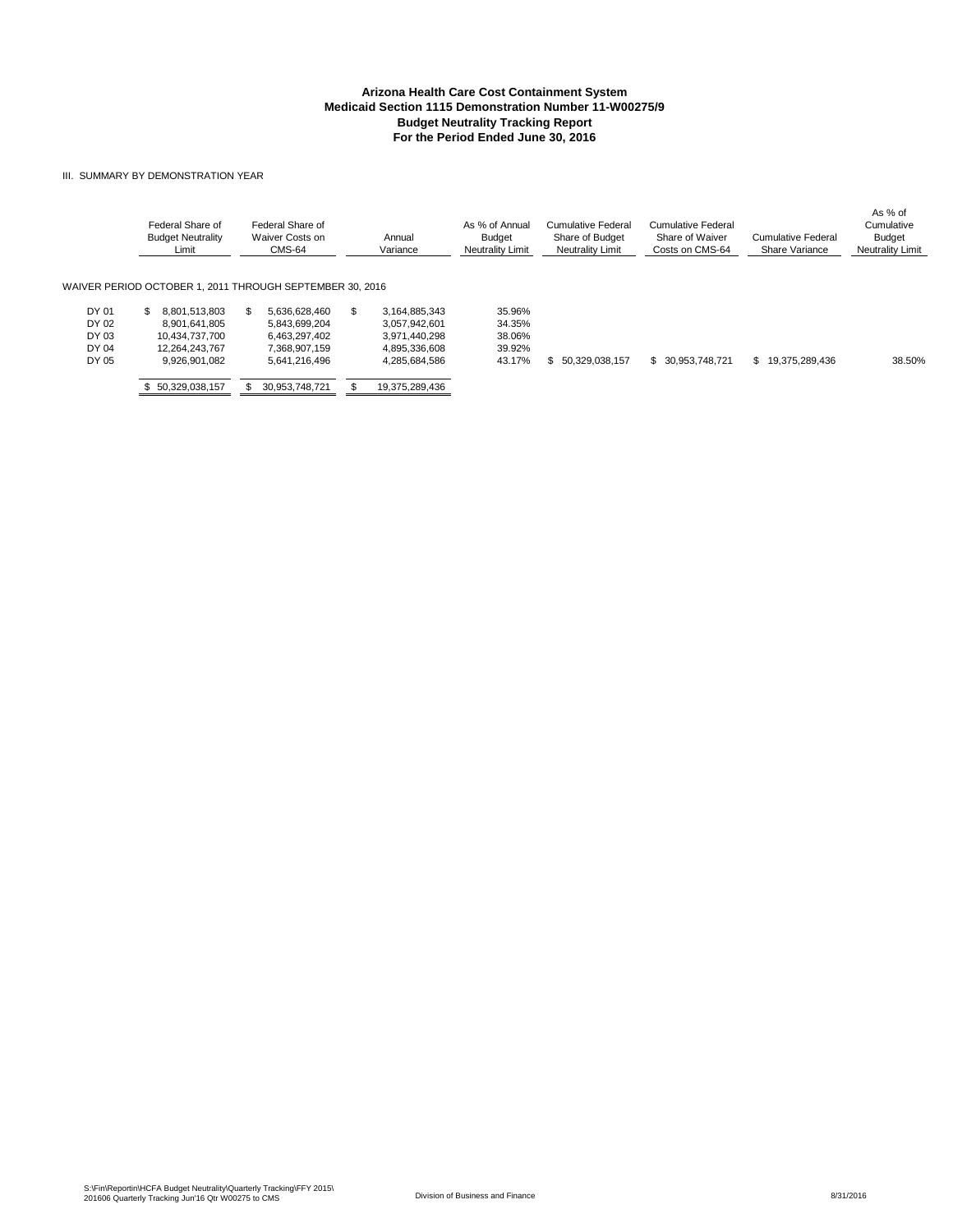**Arizona Health Care Cost Containment System**
**Medicaid Section 1115 Demonstration Number 11-W00275/9**
**Budget Neutrality Tracking Report**
**For the Period Ended June 30, 2016**

III. SUMMARY BY DEMONSTRATION YEAR

| | Federal Share of Budget Neutrality Limit | Federal Share of Waiver Costs on CMS-64 | Annual Variance | As % of Annual Budget Neutrality Limit | Cumulative Federal Share of Budget Neutrality Limit | Cumulative Federal Share of Waiver Costs on CMS-64 | Cumulative Federal Share Variance | As % of Cumulative Budget Neutrality Limit |
|---|---|---|---|---|---|---|---|---|
| WAIVER PERIOD OCTOBER 1, 2011 THROUGH SEPTEMBER 30, 2016 | | | | | | | | |
| DY 01 | $ 8,801,513,803 | $ 5,636,628,460 | $ 3,164,885,343 | 35.96% | | | | |
| DY 02 | 8,901,641,805 | 5,843,699,204 | 3,057,942,601 | 34.35% | | | | |
| DY 03 | 10,434,737,700 | 6,463,297,402 | 3,971,440,298 | 38.06% | | | | |
| DY 04 | 12,264,243,767 | 7,368,907,159 | 4,895,336,608 | 39.92% | | | | |
| DY 05 | 9,926,901,082 | 5,641,216,496 | 4,285,684,586 | 43.17% | $ 50,329,038,157 | $ 30,953,748,721 | $ 19,375,289,436 | 38.50% |
| | $ 50,329,038,157 | $ 30,953,748,721 | $ 19,375,289,436 | | | | | |

S:\Fin\Reportin\HCFA Budget Neutrality\Quarterly Tracking\FFY 2015\ 201606 Quarterly Tracking Jun'16 Qtr W00275 to CMS — Division of Business and Finance — 8/31/2016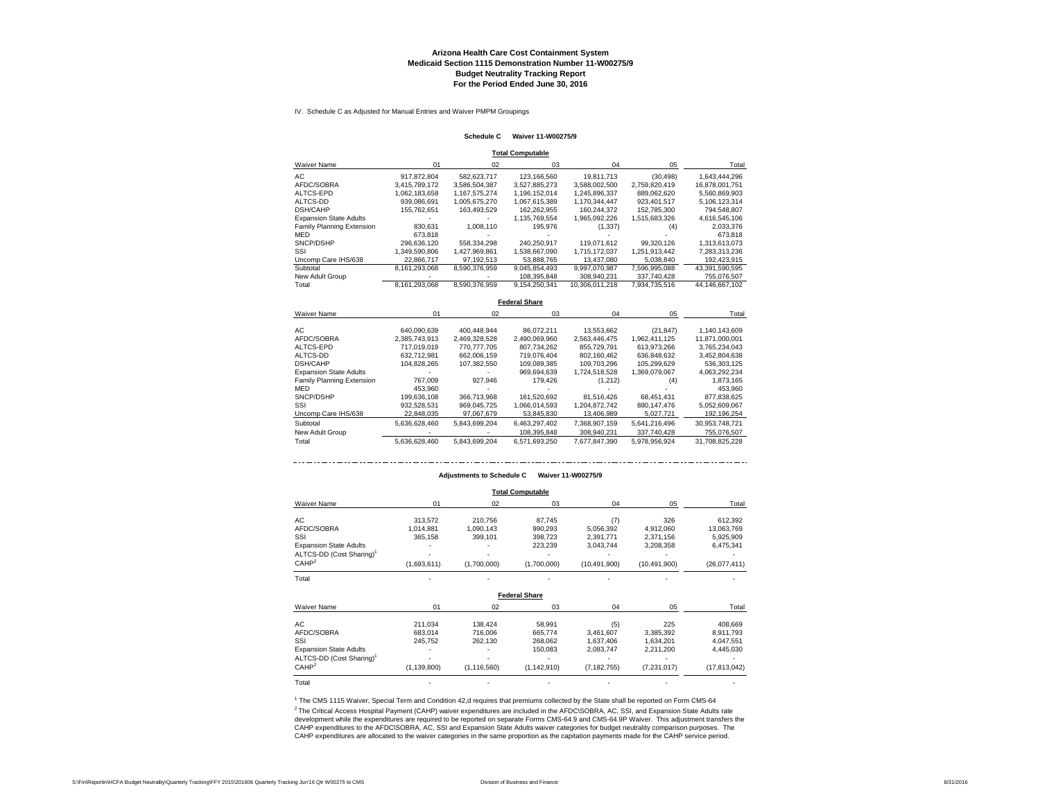**Arizona Health Care Cost Containment System**
**Medicaid Section 1115 Demonstration Number 11-W00275/9**
**Budget Neutrality Tracking Report**
**For the Period Ended June 30, 2016**

IV. Schedule C as Adjusted for Manual Entries and Waiver PMPM Groupings

**Schedule C Waiver 11-W00275/9**

**Total Computable**

| Waiver Name | 01 | 02 | 03 | 04 | 05 | Total |
|---|---|---|---|---|---|---|
| AC | 917,872,804 | 582,623,717 | 123,166,560 | 19,811,713 | (30,498) | 1,643,444,296 |
| AFDC/SOBRA | 3,415,789,172 | 3,586,504,387 | 3,527,885,273 | 3,588,002,500 | 2,759,820,419 | 16,878,001,751 |
| ALTCS-EPD | 1,062,183,658 | 1,167,575,274 | 1,196,152,014 | 1,245,896,337 | 889,062,620 | 5,560,869,903 |
| ALTCS-DD | 939,086,691 | 1,005,675,270 | 1,067,615,389 | 1,170,344,447 | 923,401,517 | 5,106,123,314 |
| DSH/CAHP | 155,762,651 | 163,493,529 | 162,262,955 | 160,244,372 | 152,785,300 | 794,548,807 |
| Expansion State Adults | - | - | 1,135,769,554 | 1,965,092,226 | 1,515,683,326 | 4,616,545,106 |
| Family Planning Extension | 830,631 | 1,008,110 | 195,976 | (1,337) | (4) | 2,033,376 |
| MED | 673,818 | - | - | - | - | 673,818 |
| SNCP/DSHP | 296,636,120 | 558,334,298 | 240,250,917 | 119,071,612 | 99,320,126 | 1,313,613,073 |
| SSI | 1,349,590,806 | 1,427,969,861 | 1,538,667,090 | 1,715,172,037 | 1,251,913,442 | 7,283,313,236 |
| Uncomp Care IHS/638 | 22,866,717 | 97,192,513 | 53,888,765 | 13,437,080 | 5,038,840 | 192,423,915 |
| Subtotal | 8,161,293,068 | 8,590,376,959 | 9,045,854,493 | 9,997,070,987 | 7,596,995,088 | 43,391,590,595 |
| New Adult Group | - | - | 108,395,848 | 308,940,231 | 337,740,428 | 755,076,507 |
| Total | 8,161,293,068 | 8,590,376,959 | 9,154,250,341 | 10,306,011,218 | 7,934,735,516 | 44,146,667,102 |

**Federal Share**

| Waiver Name | 01 | 02 | 03 | 04 | 05 | Total |
|---|---|---|---|---|---|---|
| AC | 640,090,639 | 400,448,944 | 86,072,211 | 13,553,662 | (21,847) | 1,140,143,609 |
| AFDC/SOBRA | 2,385,743,913 | 2,469,328,528 | 2,490,069,960 | 2,563,446,475 | 1,962,411,125 | 11,871,000,001 |
| ALTCS-EPD | 717,019,019 | 770,777,705 | 807,734,262 | 855,729,791 | 613,973,266 | 3,765,234,043 |
| ALTCS-DD | 632,712,981 | 662,006,159 | 719,076,404 | 802,160,462 | 636,848,632 | 3,452,804,638 |
| DSH/CAHP | 104,828,265 | 107,382,550 | 109,089,385 | 109,703,296 | 105,299,629 | 536,303,125 |
| Expansion State Adults | - | - | 969,694,639 | 1,724,518,528 | 1,369,079,067 | 4,063,292,234 |
| Family Planning Extension | 767,009 | 927,946 | 179,426 | (1,212) | (4) | 1,873,165 |
| MED | 453,960 | - | - | - | - | 453,960 |
| SNCP/DSHP | 199,636,108 | 366,713,968 | 161,520,692 | 81,516,426 | 68,451,431 | 877,838,625 |
| SSI | 932,528,531 | 969,045,725 | 1,066,014,593 | 1,204,872,742 | 880,147,476 | 5,052,609,067 |
| Uncomp Care IHS/638 | 22,848,035 | 97,067,679 | 53,845,830 | 13,406,989 | 5,027,721 | 192,196,254 |
| Subtotal | 5,636,628,460 | 5,843,699,204 | 6,463,297,402 | 7,368,907,159 | 5,641,216,496 | 30,953,748,721 |
| New Adult Group | - | - | 108,395,848 | 308,940,231 | 337,740,428 | 755,076,507 |
| Total | 5,636,628,460 | 5,843,699,204 | 6,571,693,250 | 7,677,847,390 | 5,978,956,924 | 31,708,825,228 |

---

**Adjustments to Schedule C Waiver 11-W00275/9**

**Total Computable**

| Waiver Name | 01 | 02 | 03 | 04 | 05 | Total |
|---|---|---|---|---|---|---|
| AC | 313,572 | 210,756 | 87,745 | (7) | 326 | 612,392 |
| AFDC/SOBRA | 1,014,881 | 1,090,143 | 990,293 | 5,056,392 | 4,912,060 | 13,063,769 |
| SSI | 365,158 | 399,101 | 398,723 | 2,391,771 | 2,371,156 | 5,925,909 |
| Expansion State Adults | - | - | 223,239 | 3,043,744 | 3,208,358 | 6,475,341 |
| ALTCS-DD (Cost Sharing)[1] | - | - | - | - | - | - |
| CAHP[2] | (1,693,611) | (1,700,000) | (1,700,000) | (10,491,900) | (10,491,900) | (26,077,411) |
| Total | - | - | - | - | - | - |

**Federal Share**

| Waiver Name | 01 | 02 | 03 | 04 | 05 | Total |
|---|---|---|---|---|---|---|
| AC | 211,034 | 138,424 | 58,991 | (5) | 225 | 408,669 |
| AFDC/SOBRA | 683,014 | 716,006 | 665,774 | 3,461,607 | 3,385,392 | 8,911,793 |
| SSI | 245,752 | 262,130 | 268,062 | 1,637,406 | 1,634,201 | 4,047,551 |
| Expansion State Adults | - | - | 150,083 | 2,083,747 | 2,211,200 | 4,445,030 |
| ALTCS-DD (Cost Sharing)[1] | - | - | - | - | - | - |
| CAHP[2] | (1,139,800) | (1,116,560) | (1,142,910) | (7,182,755) | (7,231,017) | (17,813,042) |
| Total | - | - | - | - | - | - |

[1] The CMS 1115 Waiver, Special Term and Condition 42,d requires that premiums collected by the State shall be reported on Form CMS-64

[2] The Critical Access Hospital Payment (CAHP) waiver expenditures are included in the AFDC\SOBRA, AC, SSI, and Expansion State Adults rate development while the expenditures are required to be reported on separate Forms CMS-64.9 and CMS-64.9P Waiver. This adjustment transfers the CAHP expenditures to the AFDC\SOBRA, AC, SSI and Expansion State Adults waiver categories for budget neutrality comparison purposes. The CAHP expenditures are allocated to the waiver categories in the same proportion as the capitation payments made for the CAHP service period.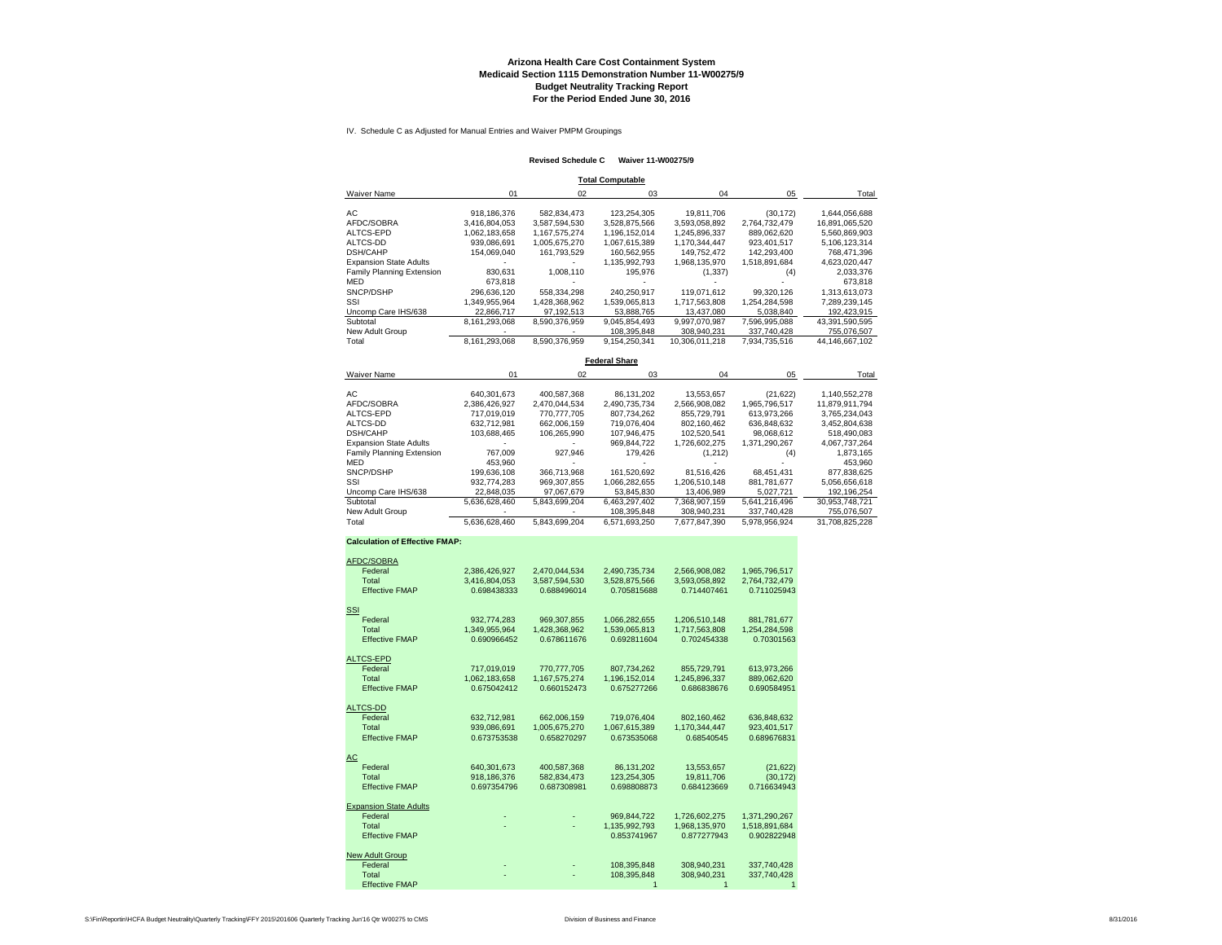**Arizona Health Care Cost Containment System**
**Medicaid Section 1115 Demonstration Number 11-W00275/9**
**Budget Neutrality Tracking Report**
**For the Period Ended June 30, 2016**

IV. Schedule C as Adjusted for Manual Entries and Waiver PMPM Groupings

**Revised Schedule C Waiver 11-W00275/9**

**Total Computable**

| Waiver Name | 01 | 02 | 03 | 04 | 05 | Total |
|---|---|---|---|---|---|---|
| AC | 918,186,376 | 582,834,473 | 123,254,305 | 19,811,706 | (30,172) | 1,644,056,688 |
| AFDC/SOBRA | 3,416,804,053 | 3,587,594,530 | 3,528,875,566 | 3,593,058,892 | 2,764,732,479 | 16,891,065,520 |
| ALTCS-EPD | 1,062,183,658 | 1,167,575,274 | 1,196,152,014 | 1,245,896,337 | 889,062,620 | 5,560,869,903 |
| ALTCS-DD | 939,086,691 | 1,005,675,270 | 1,067,615,389 | 1,170,344,447 | 923,401,517 | 5,106,123,314 |
| DSH/CAHP | 154,069,040 | 161,793,529 | 160,562,955 | 149,752,472 | 142,293,400 | 768,471,396 |
| Expansion State Adults | - | - | 1,135,992,793 | 1,968,135,970 | 1,518,891,684 | 4,623,020,447 |
| Family Planning Extension | 830,631 | 1,008,110 | 195,976 | (1,337) | (4) | 2,033,376 |
| MED | 673,818 | - | - | - | - | 673,818 |
| SNCP/DSHP | 296,636,120 | 558,334,298 | 240,250,917 | 119,071,612 | 99,320,126 | 1,313,613,073 |
| SSI | 1,349,955,964 | 1,428,368,962 | 1,539,065,813 | 1,717,563,808 | 1,254,284,598 | 7,289,239,145 |
| Uncomp Care IHS/638 | 22,866,717 | 97,192,513 | 53,888,765 | 13,437,080 | 5,038,840 | 192,423,915 |
| Subtotal | 8,161,293,068 | 8,590,376,959 | 9,045,854,493 | 9,997,070,987 | 7,596,995,088 | 43,391,590,595 |
| New Adult Group | - | - | 108,395,848 | 308,940,231 | 337,740,428 | 755,076,507 |
| Total | 8,161,293,068 | 8,590,376,959 | 9,154,250,341 | 10,306,011,218 | 7,934,735,516 | 44,146,667,102 |

**Federal Share**

| Waiver Name | 01 | 02 | 03 | 04 | 05 | Total |
|---|---|---|---|---|---|---|
| AC | 640,301,673 | 400,587,368 | 86,131,202 | 13,553,657 | (21,622) | 1,140,552,278 |
| AFDC/SOBRA | 2,386,426,927 | 2,470,044,534 | 2,490,735,734 | 2,566,908,082 | 1,965,796,517 | 11,879,911,794 |
| ALTCS-EPD | 717,019,019 | 770,777,705 | 807,734,262 | 855,729,791 | 613,973,266 | 3,765,234,043 |
| ALTCS-DD | 632,712,981 | 662,006,159 | 719,076,404 | 802,160,462 | 636,848,632 | 3,452,804,638 |
| DSH/CAHP | 103,688,465 | 106,265,990 | 107,946,475 | 102,520,541 | 98,068,612 | 518,490,083 |
| Expansion State Adults | - | - | 969,844,722 | 1,726,602,275 | 1,371,290,267 | 4,067,737,264 |
| Family Planning Extension | 767,009 | 927,946 | 179,426 | (1,212) | (4) | 1,873,165 |
| MED | 453,960 | - | - | - | - | 453,960 |
| SNCP/DSHP | 199,636,108 | 366,713,968 | 161,520,692 | 81,516,426 | 68,451,431 | 877,838,625 |
| SSI | 932,774,283 | 969,307,855 | 1,066,282,655 | 1,206,510,148 | 881,781,677 | 5,056,656,618 |
| Uncomp Care IHS/638 | 22,848,035 | 97,067,679 | 53,845,830 | 13,406,989 | 5,027,721 | 192,196,254 |
| Subtotal | 5,636,628,460 | 5,843,699,204 | 6,463,297,402 | 7,368,907,159 | 5,641,216,496 | 30,953,748,721 |
| New Adult Group | - | - | 108,395,848 | 308,940,231 | 337,740,428 | 755,076,507 |
| Total | 5,636,628,460 | 5,843,699,204 | 6,571,693,250 | 7,677,847,390 | 5,978,956,924 | 31,708,825,228 |

**Calculation of Effective FMAP:**

| | 01 | 02 | 03 | 04 | 05 |
|---|---|---|---|---|---|
| AFDC/SOBRA | | | | | |
| Federal | 2,386,426,927 | 2,470,044,534 | 2,490,735,734 | 2,566,908,082 | 1,965,796,517 |
| Total | 3,416,804,053 | 3,587,594,530 | 3,528,875,566 | 3,593,058,892 | 2,764,732,479 |
| Effective FMAP | 0.698438333 | 0.688496014 | 0.705815688 | 0.714407461 | 0.711025943 |
| SSI | | | | | |
| Federal | 932,774,283 | 969,307,855 | 1,066,282,655 | 1,206,510,148 | 881,781,677 |
| Total | 1,349,955,964 | 1,428,368,962 | 1,539,065,813 | 1,717,563,808 | 1,254,284,598 |
| Effective FMAP | 0.690966452 | 0.678611676 | 0.692811604 | 0.702454338 | 0.70301563 |
| ALTCS-EPD | | | | | |
| Federal | 717,019,019 | 770,777,705 | 807,734,262 | 855,729,791 | 613,973,266 |
| Total | 1,062,183,658 | 1,167,575,274 | 1,196,152,014 | 1,245,896,337 | 889,062,620 |
| Effective FMAP | 0.675042412 | 0.660152473 | 0.675277266 | 0.686838676 | 0.690584951 |
| ALTCS-DD | | | | | |
| Federal | 632,712,981 | 662,006,159 | 719,076,404 | 802,160,462 | 636,848,632 |
| Total | 939,086,691 | 1,005,675,270 | 1,067,615,389 | 1,170,344,447 | 923,401,517 |
| Effective FMAP | 0.673753538 | 0.658270297 | 0.673535068 | 0.68540545 | 0.689676831 |
| AC | | | | | |
| Federal | 640,301,673 | 400,587,368 | 86,131,202 | 13,553,657 | (21,622) |
| Total | 918,186,376 | 582,834,473 | 123,254,305 | 19,811,706 | (30,172) |
| Effective FMAP | 0.697354796 | 0.687308981 | 0.698808873 | 0.684123669 | 0.716634943 |
| Expansion State Adults | | | | | |
| Federal | - | - | 969,844,722 | 1,726,602,275 | 1,371,290,267 |
| Total | - | - | 1,135,992,793 | 1,968,135,970 | 1,518,891,684 |
| Effective FMAP | | | 0.853741967 | 0.877277943 | 0.902822948 |
| New Adult Group | | | | | |
| Federal | - | - | 108,395,848 | 308,940,231 | 337,740,428 |
| Total | - | - | 108,395,848 | 308,940,231 | 337,740,428 |
| Effective FMAP | | | 1 | 1 | 1 |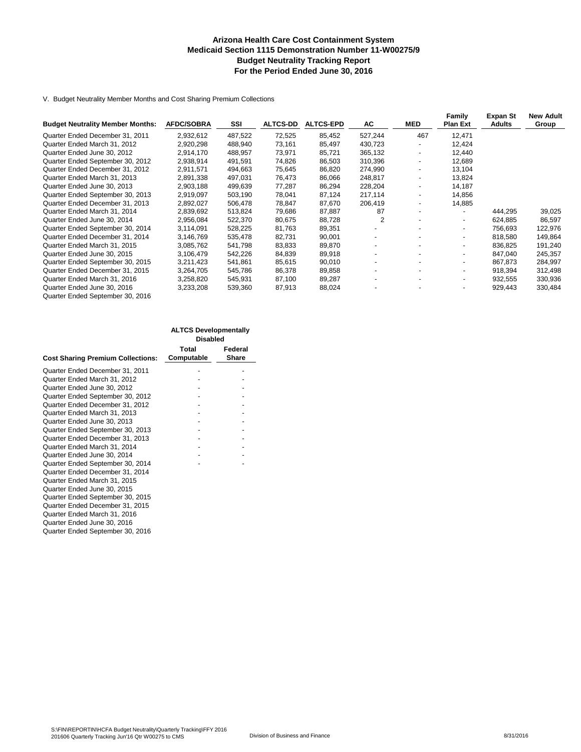**Arizona Health Care Cost Containment System**
**Medicaid Section 1115 Demonstration Number 11-W00275/9**
**Budget Neutrality Tracking Report**
**For the Period Ended June 30, 2016**

V. Budget Neutrality Member Months and Cost Sharing Premium Collections

| Budget Neutrality Member Months: | AFDC/SOBRA | SSI | ALTCS-DD | ALTCS-EPD | AC | MED | Family Plan Ext | Expan St Adults | New Adult Group |
|---|---|---|---|---|---|---|---|---|---|
| Quarter Ended December 31, 2011 | 2,932,612 | 487,522 | 72,525 | 85,452 | 527,244 | 467 | 12,471 | | |
| Quarter Ended March 31, 2012 | 2,920,298 | 488,940 | 73,161 | 85,497 | 430,723 | - | 12,424 | | |
| Quarter Ended June 30, 2012 | 2,914,170 | 488,957 | 73,971 | 85,721 | 365,132 | - | 12,440 | | |
| Quarter Ended September 30, 2012 | 2,938,914 | 491,591 | 74,826 | 86,503 | 310,396 | - | 12,689 | | |
| Quarter Ended December 31, 2012 | 2,911,571 | 494,663 | 75,645 | 86,820 | 274,990 | - | 13,104 | | |
| Quarter Ended March 31, 2013 | 2,891,338 | 497,031 | 76,473 | 86,066 | 248,817 | - | 13,824 | | |
| Quarter Ended June 30, 2013 | 2,903,188 | 499,639 | 77,287 | 86,294 | 228,204 | - | 14,187 | | |
| Quarter Ended September 30, 2013 | 2,919,097 | 503,190 | 78,041 | 87,124 | 217,114 | - | 14,856 | | |
| Quarter Ended December 31, 2013 | 2,892,027 | 506,478 | 78,847 | 87,670 | 206,419 | - | 14,885 | | |
| Quarter Ended March 31, 2014 | 2,839,692 | 513,824 | 79,686 | 87,887 | 87 | - | - | 444,295 | 39,025 |
| Quarter Ended June 30, 2014 | 2,956,084 | 522,370 | 80,675 | 88,728 | 2 | - | - | 624,885 | 86,597 |
| Quarter Ended September 30, 2014 | 3,114,091 | 528,225 | 81,763 | 89,351 | - | - | - | 756,693 | 122,976 |
| Quarter Ended December 31, 2014 | 3,146,769 | 535,478 | 82,731 | 90,001 | - | - | - | 818,580 | 149,864 |
| Quarter Ended March 31, 2015 | 3,085,762 | 541,798 | 83,833 | 89,870 | - | - | - | 836,825 | 191,240 |
| Quarter Ended June 30, 2015 | 3,106,479 | 542,226 | 84,839 | 89,918 | - | - | - | 847,040 | 245,357 |
| Quarter Ended September 30, 2015 | 3,211,423 | 541,861 | 85,615 | 90,010 | - | - | - | 867,873 | 284,997 |
| Quarter Ended December 31, 2015 | 3,264,705 | 545,786 | 86,378 | 89,858 | - | - | - | 918,394 | 312,498 |
| Quarter Ended March 31, 2016 | 3,258,820 | 545,931 | 87,100 | 89,287 | - | - | - | 932,555 | 330,936 |
| Quarter Ended June 30, 2016 | 3,233,208 | 539,360 | 87,913 | 88,024 | - | - | - | 929,443 | 330,484 |
| Quarter Ended September 30, 2016 | | | | | | | | | |

| | ALTCS Developmentally Disabled | |
|---|---|---|
| **Cost Sharing Premium Collections:** | **Total Computable** | **Federal Share** |
| Quarter Ended December 31, 2011 | - | - |
| Quarter Ended March 31, 2012 | - | - |
| Quarter Ended June 30, 2012 | - | - |
| Quarter Ended September 30, 2012 | - | - |
| Quarter Ended December 31, 2012 | - | - |
| Quarter Ended March 31, 2013 | - | - |
| Quarter Ended June 30, 2013 | - | - |
| Quarter Ended September 30, 2013 | - | - |
| Quarter Ended December 31, 2013 | - | - |
| Quarter Ended March 31, 2014 | - | - |
| Quarter Ended June 30, 2014 | - | - |
| Quarter Ended September 30, 2014 | - | - |
| Quarter Ended December 31, 2014 | | |
| Quarter Ended March 31, 2015 | | |
| Quarter Ended June 30, 2015 | | |
| Quarter Ended September 30, 2015 | | |
| Quarter Ended December 31, 2015 | | |
| Quarter Ended March 31, 2016 | | |
| Quarter Ended June 30, 2016 | | |
| Quarter Ended September 30, 2016 | | |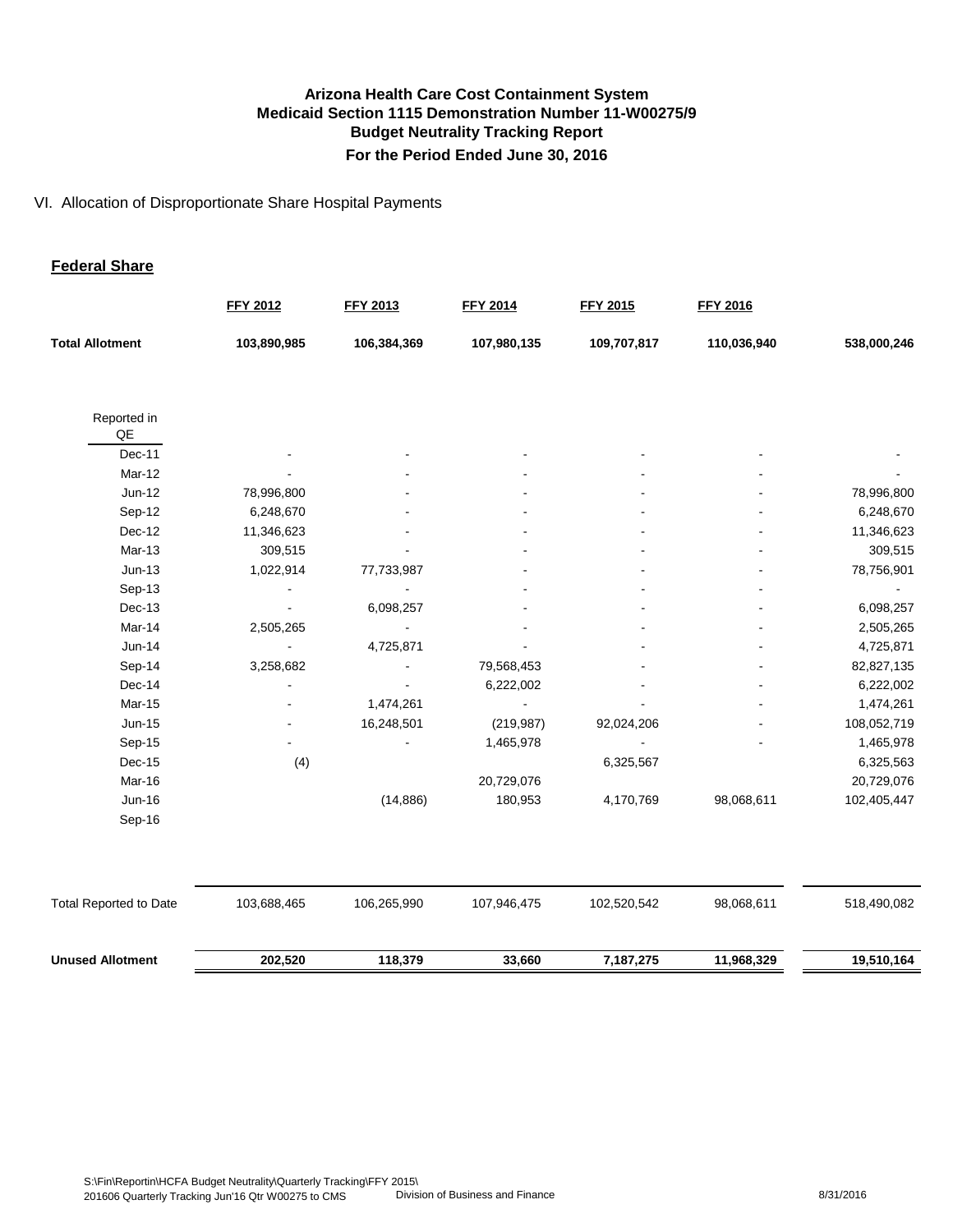# Arizona Health Care Cost Containment System
## Medicaid Section 1115 Demonstration Number 11-W00275/9
## Budget Neutrality Tracking Report
## For the Period Ended June 30, 2016

VI. Allocation of Disproportionate Share Hospital Payments

**Federal Share**

| | FFY 2012 | FFY 2013 | FFY 2014 | FFY 2015 | FFY 2016 | |
|---|---|---|---|---|---|---|
| **Total Allotment** | **103,890,985** | **106,384,369** | **107,980,135** | **109,707,817** | **110,036,940** | **538,000,246** |
| Reported in QE | | | | | | |
| Dec-11 | - | - | - | - | - | - |
| Mar-12 | - | - | - | - | - | - |
| Jun-12 | 78,996,800 | - | - | - | - | 78,996,800 |
| Sep-12 | 6,248,670 | - | - | - | - | 6,248,670 |
| Dec-12 | 11,346,623 | - | - | - | - | 11,346,623 |
| Mar-13 | 309,515 | - | - | - | - | 309,515 |
| Jun-13 | 1,022,914 | 77,733,987 | - | - | - | 78,756,901 |
| Sep-13 | - | - | - | - | - | - |
| Dec-13 | - | 6,098,257 | - | - | - | 6,098,257 |
| Mar-14 | 2,505,265 | - | - | - | - | 2,505,265 |
| Jun-14 | - | 4,725,871 | - | - | - | 4,725,871 |
| Sep-14 | 3,258,682 | - | 79,568,453 | - | - | 82,827,135 |
| Dec-14 | - | - | 6,222,002 | - | - | 6,222,002 |
| Mar-15 | - | 1,474,261 | - | - | - | 1,474,261 |
| Jun-15 | - | 16,248,501 | (219,987) | 92,024,206 | - | 108,052,719 |
| Sep-15 | - | - | 1,465,978 | - | - | 1,465,978 |
| Dec-15 | (4) | | | 6,325,567 | | 6,325,563 |
| Mar-16 | | | 20,729,076 | | | 20,729,076 |
| Jun-16 | | (14,886) | 180,953 | 4,170,769 | 98,068,611 | 102,405,447 |
| Sep-16 | | | | | | |
| Total Reported to Date | 103,688,465 | 106,265,990 | 107,946,475 | 102,520,542 | 98,068,611 | 518,490,082 |
| **Unused Allotment** | **202,520** | **118,379** | **33,660** | **7,187,275** | **11,968,329** | **19,510,164** |

S:\Fin\Reportin\HCFA Budget Neutrality\Quarterly Tracking\FFY 2015\
201606 Quarterly Tracking Jun'16 Qtr W00275 to CMS — Division of Business and Finance — 8/31/2016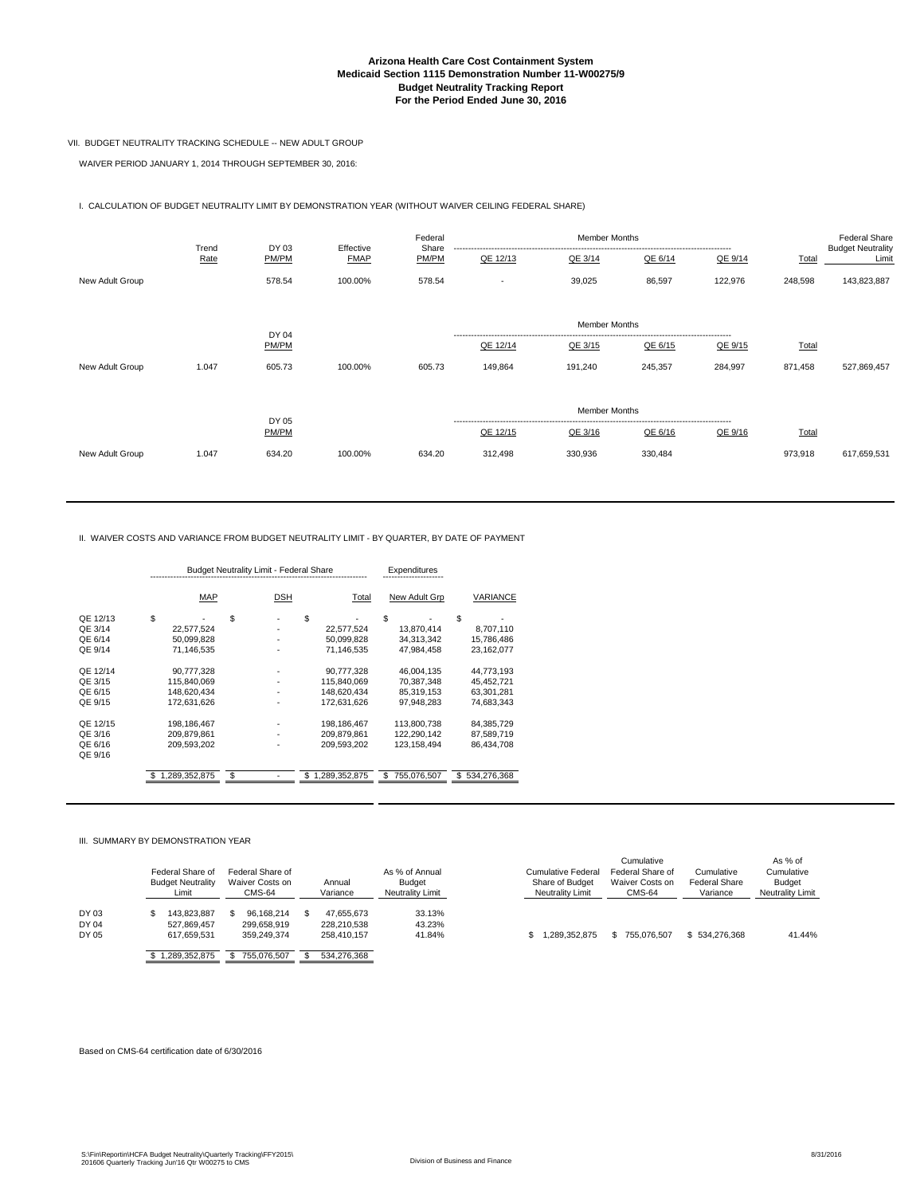**Arizona Health Care Cost Containment System**
**Medicaid Section 1115 Demonstration Number 11-W00275/9**
**Budget Neutrality Tracking Report**
**For the Period Ended June 30, 2016**

VII. BUDGET NEUTRALITY TRACKING SCHEDULE -- NEW ADULT GROUP

WAIVER PERIOD JANUARY 1, 2014 THROUGH SEPTEMBER 30, 2016:

I. CALCULATION OF BUDGET NEUTRALITY LIMIT BY DEMONSTRATION YEAR (WITHOUT WAIVER CEILING FEDERAL SHARE)

| | Trend Rate | DY 03 PM/PM | Effective FMAP | Federal Share PM/PM | Member Months | | | | | Federal Share Budget Neutrality Limit |
|---|---|---|---|---|---|---|---|---|---|---|
| | | | | | QE 12/13 | QE 3/14 | QE 6/14 | QE 9/14 | Total | |
| New Adult Group | | 578.54 | 100.00% | 578.54 | - | 39,025 | 86,597 | 122,976 | 248,598 | 143,823,887 |
| | | DY 04 PM/PM | | | QE 12/14 | QE 3/15 | QE 6/15 | QE 9/15 | Total | |
| New Adult Group | 1.047 | 605.73 | 100.00% | 605.73 | 149,864 | 191,240 | 245,357 | 284,997 | 871,458 | 527,869,457 |
| | | DY 05 PM/PM | | | QE 12/15 | QE 3/16 | QE 6/16 | QE 9/16 | Total | |
| New Adult Group | 1.047 | 634.20 | 100.00% | 634.20 | 312,498 | 330,936 | 330,484 | | 973,918 | 617,659,531 |

II. WAIVER COSTS AND VARIANCE FROM BUDGET NEUTRALITY LIMIT - BY QUARTER, BY DATE OF PAYMENT

| | Budget Neutrality Limit - Federal Share | | | Expenditures | |
|---|---|---|---|---|---|
| | MAP | DSH | Total | New Adult Grp | VARIANCE |
| QE 12/13 | $ - | $ - | $ - | $ - | $ - |
| QE 3/14 | 22,577,524 | - | 22,577,524 | 13,870,414 | 8,707,110 |
| QE 6/14 | 50,099,828 | - | 50,099,828 | 34,313,342 | 15,786,486 |
| QE 9/14 | 71,146,535 | - | 71,146,535 | 47,984,458 | 23,162,077 |
| QE 12/14 | 90,777,328 | - | 90,777,328 | 46,004,135 | 44,773,193 |
| QE 3/15 | 115,840,069 | - | 115,840,069 | 70,387,348 | 45,452,721 |
| QE 6/15 | 148,620,434 | - | 148,620,434 | 85,319,153 | 63,301,281 |
| QE 9/15 | 172,631,626 | - | 172,631,626 | 97,948,283 | 74,683,343 |
| QE 12/15 | 198,186,467 | - | 198,186,467 | 113,800,738 | 84,385,729 |
| QE 3/16 | 209,879,861 | - | 209,879,861 | 122,290,142 | 87,589,719 |
| QE 6/16 | 209,593,202 | - | 209,593,202 | 123,158,494 | 86,434,708 |
| QE 9/16 | | | | | |
| | $ 1,289,352,875 | $ - | $ 1,289,352,875 | $ 755,076,507 | $ 534,276,368 |

III. SUMMARY BY DEMONSTRATION YEAR

| | Federal Share of Budget Neutrality Limit | Federal Share of Waiver Costs on CMS-64 | Annual Variance | As % of Annual Budget Neutrality Limit | Cumulative Federal Share of Budget Neutrality Limit | Cumulative Federal Share of Waiver Costs on CMS-64 | Cumulative Federal Share Variance | As % of Cumulative Budget Neutrality Limit |
|---|---|---|---|---|---|---|---|---|
| DY 03 | $ 143,823,887 | $ 96,168,214 | $ 47,655,673 | 33.13% | | | | |
| DY 04 | 527,869,457 | 299,658,919 | 228,210,538 | 43.23% | | | | |
| DY 05 | 617,659,531 | 359,249,374 | 258,410,157 | 41.84% | $ 1,289,352,875 | $ 755,076,507 | $ 534,276,368 | 41.44% |
| | $ 1,289,352,875 | $ 755,076,507 | $ 534,276,368 | | | | | |

Based on CMS-64 certification date of 6/30/2016